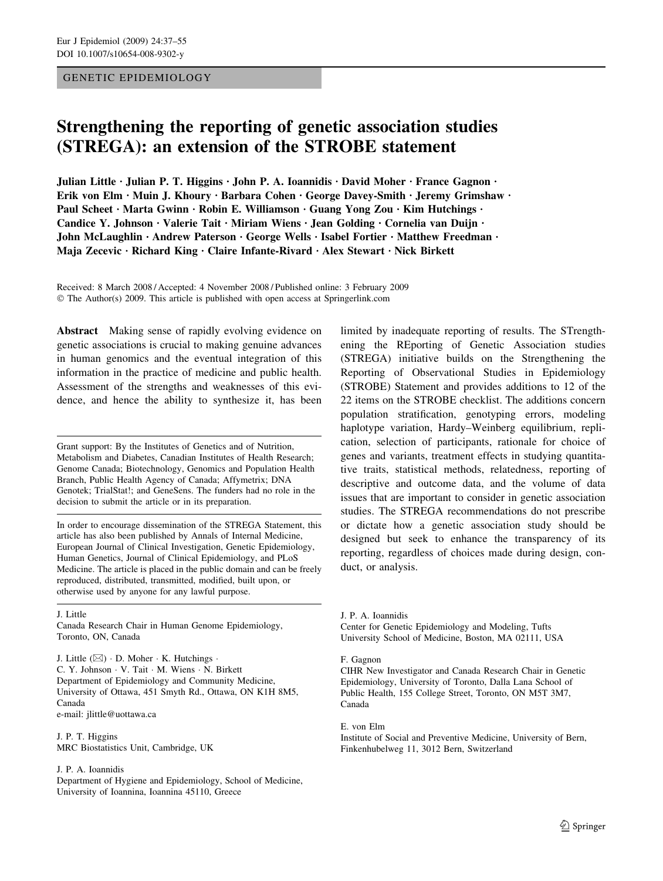GENETIC EPIDEMIOLOGY

# Strengthening the reporting of genetic association studies (STREGA): an extension of the STROBE statement

**Julian Little · Julian P. T. Higgins · John P. A. Ioannidis · David Moher · France Gagnon · Erik von Elm · Muin J. Khoury · Barbara Cohen · George Davey-Smith · Jeremy Grimshaw · Paul Scheet · Marta Gwinn · Robin E. Williamson · Guang Yong Zou · Kim Hutchings · Candice Y. Johnson · Valerie Tait · Miriam Wiens · Jean Golding · Cornelia van Duijn · John McLaughlin · Andrew Paterson · George Wells · Isabel Fortier · Matthew Freedman · Maja Zecevic · Richard King · Claire Infante-Rivard · Alex Stewart · Nick Birkett**

Received: 8 March 2008 / Accepted: 4 November 2008 / Published online: 3 February 2009
© The Author(s) 2009. This article is published with open access at Springerlink.com

**Abstract** Making sense of rapidly evolving evidence on genetic associations is crucial to making genuine advances in human genomics and the eventual integration of this information in the practice of medicine and public health. Assessment of the strengths and weaknesses of this evidence, and hence the ability to synthesize it, has been limited by inadequate reporting of results. The STrengthening the REporting of Genetic Association studies (STREGA) initiative builds on the Strengthening the Reporting of Observational Studies in Epidemiology (STROBE) Statement and provides additions to 12 of the 22 items on the STROBE checklist. The additions concern population stratification, genotyping errors, modeling haplotype variation, Hardy–Weinberg equilibrium, replication, selection of participants, rationale for choice of genes and variants, treatment effects in studying quantitative traits, statistical methods, relatedness, reporting of descriptive and outcome data, and the volume of data issues that are important to consider in genetic association studies. The STREGA recommendations do not prescribe or dictate how a genetic association study should be designed but seek to enhance the transparency of its reporting, regardless of choices made during design, conduct, or analysis.

Grant support: By the Institutes of Genetics and of Nutrition, Metabolism and Diabetes, Canadian Institutes of Health Research; Genome Canada; Biotechnology, Genomics and Population Health Branch, Public Health Agency of Canada; Affymetrix; DNA Genotek; TrialStat!; and GeneSens. The funders had no role in the decision to submit the article or in its preparation.

In order to encourage dissemination of the STREGA Statement, this article has also been published by Annals of Internal Medicine, European Journal of Clinical Investigation, Genetic Epidemiology, Human Genetics, Journal of Clinical Epidemiology, and PLoS Medicine. The article is placed in the public domain and can be freely reproduced, distributed, transmitted, modified, built upon, or otherwise used by anyone for any lawful purpose.

J. Little
Canada Research Chair in Human Genome Epidemiology, Toronto, ON, Canada

J. Little (✉) · D. Moher · K. Hutchings · C. Y. Johnson · V. Tait · M. Wiens · N. Birkett
Department of Epidemiology and Community Medicine, University of Ottawa, 451 Smyth Rd., Ottawa, ON K1H 8M5, Canada
e-mail: jlittle@uottawa.ca

J. P. T. Higgins
MRC Biostatistics Unit, Cambridge, UK

J. P. A. Ioannidis
Department of Hygiene and Epidemiology, School of Medicine, University of Ioannina, Ioannina 45110, Greece

J. P. A. Ioannidis
Center for Genetic Epidemiology and Modeling, Tufts University School of Medicine, Boston, MA 02111, USA

F. Gagnon
CIHR New Investigator and Canada Research Chair in Genetic Epidemiology, University of Toronto, Dalla Lana School of Public Health, 155 College Street, Toronto, ON M5T 3M7, Canada

E. von Elm
Institute of Social and Preventive Medicine, University of Bern, Finkenhubelweg 11, 3012 Bern, Switzerland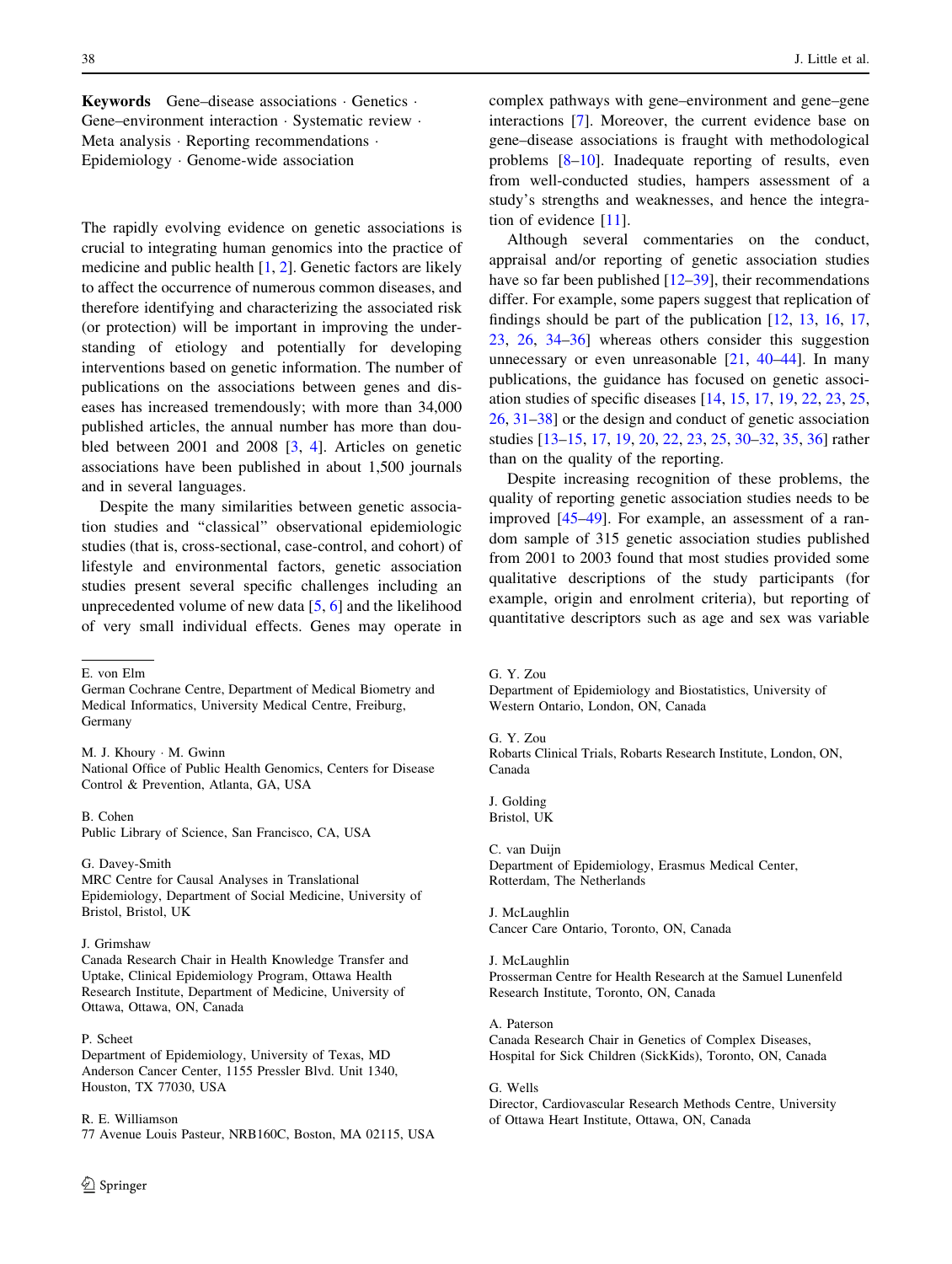**Keywords** Gene–disease associations · Genetics · Gene–environment interaction · Systematic review · Meta analysis · Reporting recommendations · Epidemiology · Genome-wide association

The rapidly evolving evidence on genetic associations is crucial to integrating human genomics into the practice of medicine and public health [1, 2]. Genetic factors are likely to affect the occurrence of numerous common diseases, and therefore identifying and characterizing the associated risk (or protection) will be important in improving the understanding of etiology and potentially for developing interventions based on genetic information. The number of publications on the associations between genes and diseases has increased tremendously; with more than 34,000 published articles, the annual number has more than doubled between 2001 and 2008 [3, 4]. Articles on genetic associations have been published in about 1,500 journals and in several languages.

Despite the many similarities between genetic association studies and "classical" observational epidemiologic studies (that is, cross-sectional, case-control, and cohort) of lifestyle and environmental factors, genetic association studies present several specific challenges including an unprecedented volume of new data [5, 6] and the likelihood of very small individual effects. Genes may operate in complex pathways with gene–environment and gene–gene interactions [7]. Moreover, the current evidence base on gene–disease associations is fraught with methodological problems [8–10]. Inadequate reporting of results, even from well-conducted studies, hampers assessment of a study's strengths and weaknesses, and hence the integration of evidence [11].

Although several commentaries on the conduct, appraisal and/or reporting of genetic association studies have so far been published [12–39], their recommendations differ. For example, some papers suggest that replication of findings should be part of the publication [12, 13, 16, 17, 23, 26, 34–36] whereas others consider this suggestion unnecessary or even unreasonable [21, 40–44]. In many publications, the guidance has focused on genetic association studies of specific diseases [14, 15, 17, 19, 22, 23, 25, 26, 31–38] or the design and conduct of genetic association studies [13–15, 17, 19, 20, 22, 23, 25, 30–32, 35, 36] rather than on the quality of the reporting.

Despite increasing recognition of these problems, the quality of reporting genetic association studies needs to be improved [45–49]. For example, an assessment of a random sample of 315 genetic association studies published from 2001 to 2003 found that most studies provided some qualitative descriptions of the study participants (for example, origin and enrolment criteria), but reporting of quantitative descriptors such as age and sex was variable

---

E. von Elm
German Cochrane Centre, Department of Medical Biometry and Medical Informatics, University Medical Centre, Freiburg, Germany

M. J. Khoury · M. Gwinn
National Office of Public Health Genomics, Centers for Disease Control & Prevention, Atlanta, GA, USA

B. Cohen
Public Library of Science, San Francisco, CA, USA

G. Davey-Smith
MRC Centre for Causal Analyses in Translational Epidemiology, Department of Social Medicine, University of Bristol, Bristol, UK

J. Grimshaw
Canada Research Chair in Health Knowledge Transfer and Uptake, Clinical Epidemiology Program, Ottawa Health Research Institute, Department of Medicine, University of Ottawa, Ottawa, ON, Canada

P. Scheet
Department of Epidemiology, University of Texas, MD Anderson Cancer Center, 1155 Pressler Blvd. Unit 1340, Houston, TX 77030, USA

R. E. Williamson
77 Avenue Louis Pasteur, NRB160C, Boston, MA 02115, USA

G. Y. Zou
Department of Epidemiology and Biostatistics, University of Western Ontario, London, ON, Canada

G. Y. Zou
Robarts Clinical Trials, Robarts Research Institute, London, ON, Canada

J. Golding
Bristol, UK

C. van Duijn
Department of Epidemiology, Erasmus Medical Center, Rotterdam, The Netherlands

J. McLaughlin
Cancer Care Ontario, Toronto, ON, Canada

J. McLaughlin
Prosserman Centre for Health Research at the Samuel Lunenfeld Research Institute, Toronto, ON, Canada

A. Paterson
Canada Research Chair in Genetics of Complex Diseases, Hospital for Sick Children (SickKids), Toronto, ON, Canada

G. Wells
Director, Cardiovascular Research Methods Centre, University of Ottawa Heart Institute, Ottawa, ON, Canada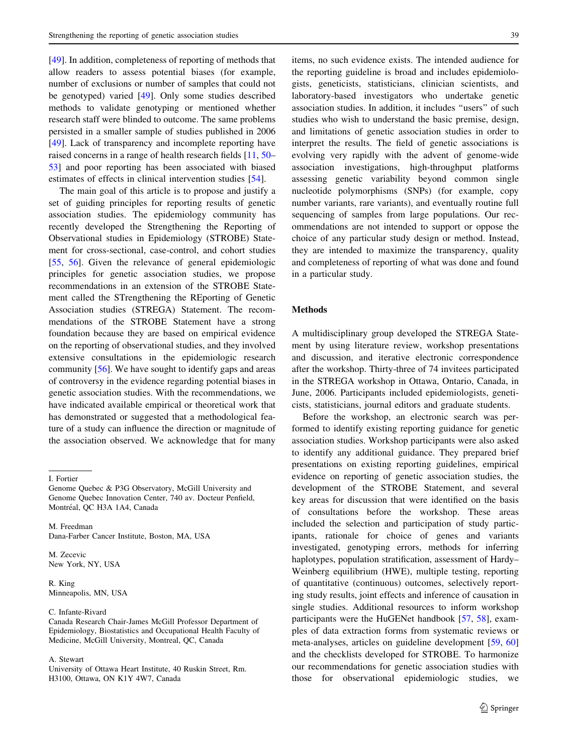[49]. In addition, completeness of reporting of methods that allow readers to assess potential biases (for example, number of exclusions or number of samples that could not be genotyped) varied [49]. Only some studies described methods to validate genotyping or mentioned whether research staff were blinded to outcome. The same problems persisted in a smaller sample of studies published in 2006 [49]. Lack of transparency and incomplete reporting have raised concerns in a range of health research fields [11, 50–53] and poor reporting has been associated with biased estimates of effects in clinical intervention studies [54].

The main goal of this article is to propose and justify a set of guiding principles for reporting results of genetic association studies. The epidemiology community has recently developed the Strengthening the Reporting of Observational studies in Epidemiology (STROBE) Statement for cross-sectional, case-control, and cohort studies [55, 56]. Given the relevance of general epidemiologic principles for genetic association studies, we propose recommendations in an extension of the STROBE Statement called the STrengthening the REporting of Genetic Association studies (STREGA) Statement. The recommendations of the STROBE Statement have a strong foundation because they are based on empirical evidence on the reporting of observational studies, and they involved extensive consultations in the epidemiologic research community [56]. We have sought to identify gaps and areas of controversy in the evidence regarding potential biases in genetic association studies. With the recommendations, we have indicated available empirical or theoretical work that has demonstrated or suggested that a methodological feature of a study can influence the direction or magnitude of the association observed. We acknowledge that for many items, no such evidence exists. The intended audience for the reporting guideline is broad and includes epidemiologists, geneticists, statisticians, clinician scientists, and laboratory-based investigators who undertake genetic association studies. In addition, it includes "users" of such studies who wish to understand the basic premise, design, and limitations of genetic association studies in order to interpret the results. The field of genetic associations is evolving very rapidly with the advent of genome-wide association investigations, high-throughput platforms assessing genetic variability beyond common single nucleotide polymorphisms (SNPs) (for example, copy number variants, rare variants), and eventually routine full sequencing of samples from large populations. Our recommendations are not intended to support or oppose the choice of any particular study design or method. Instead, they are intended to maximize the transparency, quality and completeness of reporting of what was done and found in a particular study.

## Methods

A multidisciplinary group developed the STREGA Statement by using literature review, workshop presentations and discussion, and iterative electronic correspondence after the workshop. Thirty-three of 74 invitees participated in the STREGA workshop in Ottawa, Ontario, Canada, in June, 2006. Participants included epidemiologists, geneticists, statisticians, journal editors and graduate students.

Before the workshop, an electronic search was performed to identify existing reporting guidance for genetic association studies. Workshop participants were also asked to identify any additional guidance. They prepared brief presentations on existing reporting guidelines, empirical evidence on reporting of genetic association studies, the development of the STROBE Statement, and several key areas for discussion that were identified on the basis of consultations before the workshop. These areas included the selection and participation of study participants, rationale for choice of genes and variants investigated, genotyping errors, methods for inferring haplotypes, population stratification, assessment of Hardy–Weinberg equilibrium (HWE), multiple testing, reporting of quantitative (continuous) outcomes, selectively reporting study results, joint effects and inference of causation in single studies. Additional resources to inform workshop participants were the HuGENet handbook [57, 58], examples of data extraction forms from systematic reviews or meta-analyses, articles on guideline development [59, 60] and the checklists developed for STROBE. To harmonize our recommendations for genetic association studies with those for observational epidemiologic studies, we

I. Fortier
Genome Quebec & P3G Observatory, McGill University and Genome Quebec Innovation Center, 740 av. Docteur Penfield, Montréal, QC H3A 1A4, Canada

M. Freedman
Dana-Farber Cancer Institute, Boston, MA, USA

M. Zecevic
New York, NY, USA

R. King
Minneapolis, MN, USA

C. Infante-Rivard
Canada Research Chair-James McGill Professor Department of Epidemiology, Biostatistics and Occupational Health Faculty of Medicine, McGill University, Montreal, QC, Canada

A. Stewart
University of Ottawa Heart Institute, 40 Ruskin Street, Rm. H3100, Ottawa, ON K1Y 4W7, Canada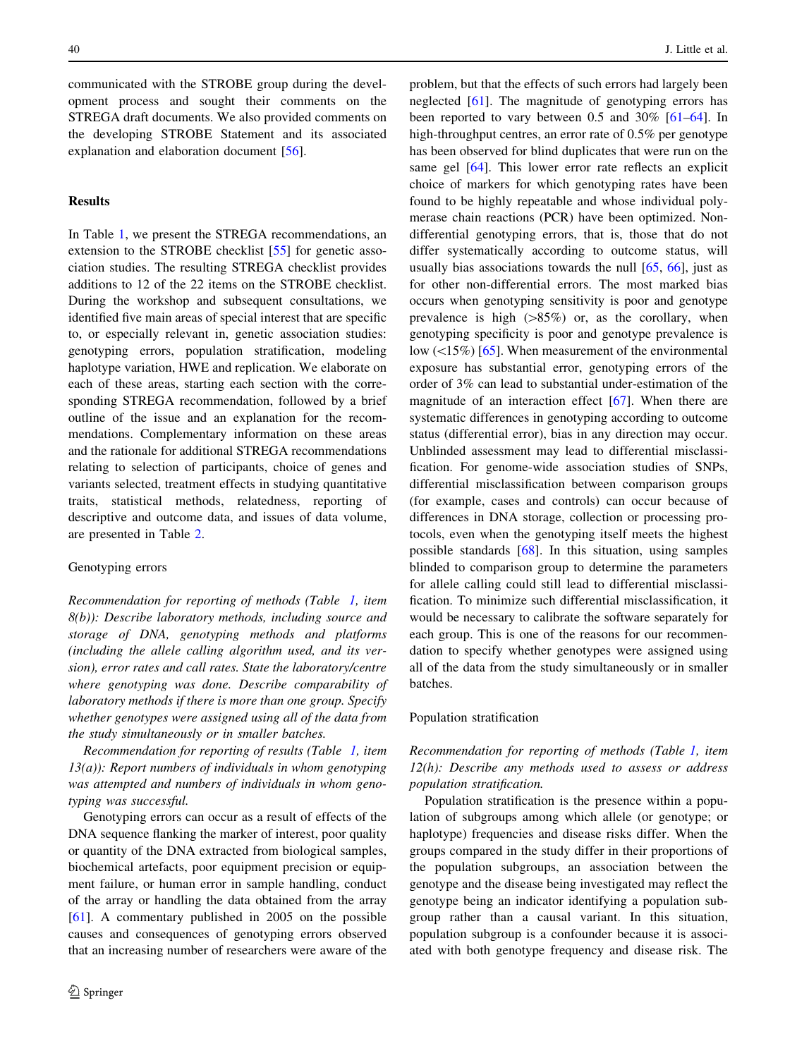communicated with the STROBE group during the development process and sought their comments on the STREGA draft documents. We also provided comments on the developing STROBE Statement and its associated explanation and elaboration document [56].

## Results

In Table 1, we present the STREGA recommendations, an extension to the STROBE checklist [55] for genetic association studies. The resulting STREGA checklist provides additions to 12 of the 22 items on the STROBE checklist. During the workshop and subsequent consultations, we identified five main areas of special interest that are specific to, or especially relevant in, genetic association studies: genotyping errors, population stratification, modeling haplotype variation, HWE and replication. We elaborate on each of these areas, starting each section with the corresponding STREGA recommendation, followed by a brief outline of the issue and an explanation for the recommendations. Complementary information on these areas and the rationale for additional STREGA recommendations relating to selection of participants, choice of genes and variants selected, treatment effects in studying quantitative traits, statistical methods, relatedness, reporting of descriptive and outcome data, and issues of data volume, are presented in Table 2.

### Genotyping errors

*Recommendation for reporting of methods (Table 1, item 8(b)): Describe laboratory methods, including source and storage of DNA, genotyping methods and platforms (including the allele calling algorithm used, and its version), error rates and call rates. State the laboratory/centre where genotyping was done. Describe comparability of laboratory methods if there is more than one group. Specify whether genotypes were assigned using all of the data from the study simultaneously or in smaller batches.*

*Recommendation for reporting of results (Table 1, item 13(a)): Report numbers of individuals in whom genotyping was attempted and numbers of individuals in whom genotyping was successful.*

Genotyping errors can occur as a result of effects of the DNA sequence flanking the marker of interest, poor quality or quantity of the DNA extracted from biological samples, biochemical artefacts, poor equipment precision or equipment failure, or human error in sample handling, conduct of the array or handling the data obtained from the array [61]. A commentary published in 2005 on the possible causes and consequences of genotyping errors observed that an increasing number of researchers were aware of the problem, but that the effects of such errors had largely been neglected [61]. The magnitude of genotyping errors has been reported to vary between 0.5 and 30% [61–64]. In high-throughput centres, an error rate of 0.5% per genotype has been observed for blind duplicates that were run on the same gel [64]. This lower error rate reflects an explicit choice of markers for which genotyping rates have been found to be highly repeatable and whose individual polymerase chain reactions (PCR) have been optimized. Non-differential genotyping errors, that is, those that do not differ systematically according to outcome status, will usually bias associations towards the null [65, 66], just as for other non-differential errors. The most marked bias occurs when genotyping sensitivity is poor and genotype prevalence is high (>85%) or, as the corollary, when genotyping specificity is poor and genotype prevalence is low (<15%) [65]. When measurement of the environmental exposure has substantial error, genotyping errors of the order of 3% can lead to substantial under-estimation of the magnitude of an interaction effect [67]. When there are systematic differences in genotyping according to outcome status (differential error), bias in any direction may occur. Unblinded assessment may lead to differential misclassification. For genome-wide association studies of SNPs, differential misclassification between comparison groups (for example, cases and controls) can occur because of differences in DNA storage, collection or processing protocols, even when the genotyping itself meets the highest possible standards [68]. In this situation, using samples blinded to comparison group to determine the parameters for allele calling could still lead to differential misclassification. To minimize such differential misclassification, it would be necessary to calibrate the software separately for each group. This is one of the reasons for our recommendation to specify whether genotypes were assigned using all of the data from the study simultaneously or in smaller batches.

### Population stratification

*Recommendation for reporting of methods (Table 1, item 12(h): Describe any methods used to assess or address population stratification.*

Population stratification is the presence within a population of subgroups among which allele (or genotype; or haplotype) frequencies and disease risks differ. When the groups compared in the study differ in their proportions of the population subgroups, an association between the genotype and the disease being investigated may reflect the genotype being an indicator identifying a population subgroup rather than a causal variant. In this situation, population subgroup is a confounder because it is associated with both genotype frequency and disease risk. The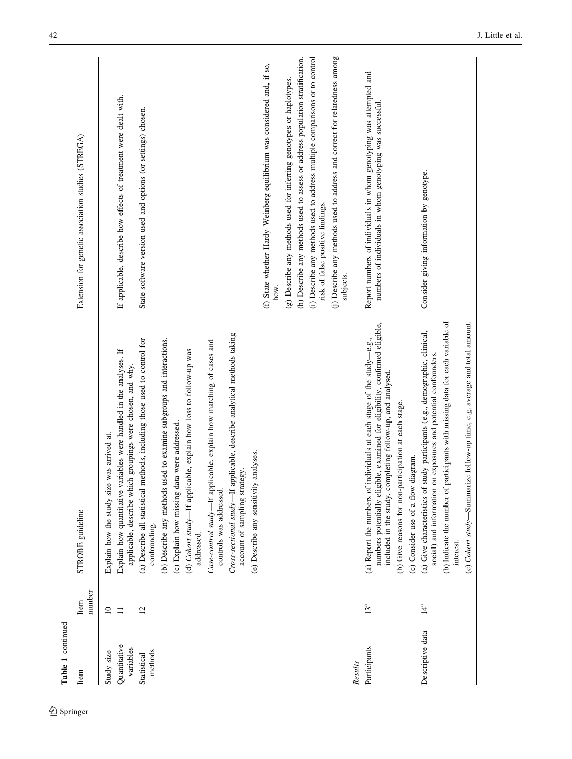**Table 1** continued

| Item | Item number | STROBE guideline | Extension for genetic association studies (STREGA) |
|---|---|---|---|
| Study size | 10 | Explain how the study size was arrived at. | |
| Quantitative variables | 11 | Explain how quantitative variables were handled in the analyses. If applicable, describe which groupings were chosen, and why. | If applicable, describe how effects of treatment were dealt with. |
| Statistical methods | 12 | (a) Describe all statistical methods, including those used to control for confounding.<br>(b) Describe any methods used to examine subgroups and interactions.<br>(c) Explain how missing data were addressed.<br>(d) *Cohort study*—If applicable, explain how loss to follow-up was addressed.<br>*Case-control study*—If applicable, explain how matching of cases and controls was addressed.<br>*Cross-sectional study*—If applicable, describe analytical methods taking account of sampling strategy.<br>(e) Describe any sensitivity analyses. | State software version used and options (or settings) chosen.<br><br><br><br><br><br><br>(f) State whether Hardy–Weinberg equilibrium was considered and, if so, how.<br>(g) Describe any methods used for inferring genotypes or haplotypes.<br>(h) Describe any methods used to assess or address population stratification.<br>(i) Describe any methods used to address multiple comparisons or to control risk of false positive findings.<br>(j) Describe any methods used to address and correct for relatedness among subjects. |
| *Results* | | | |
| Participants | 13[a] | (a) Report the numbers of individuals at each stage of the study—e.g., numbers potentially eligible, examined for eligibility, confirmed eligible, included in the study, completing follow-up, and analysed.<br>(b) Give reasons for non-participation at each stage.<br>(c) Consider use of a flow diagram. | Report numbers of individuals in whom genotyping was attempted and numbers of individuals in whom genotyping was successful. |
| Descriptive data | 14[a] | (a) Give characteristics of study participants (e.g., demographic, clinical, social) and information on exposures and potential confounders.<br>(b) Indicate the number of participants with missing data for each variable of interest.<br>(c) *Cohort study*—Summarize follow-up time, e.g. average and total amount. | Consider giving information by genotype. |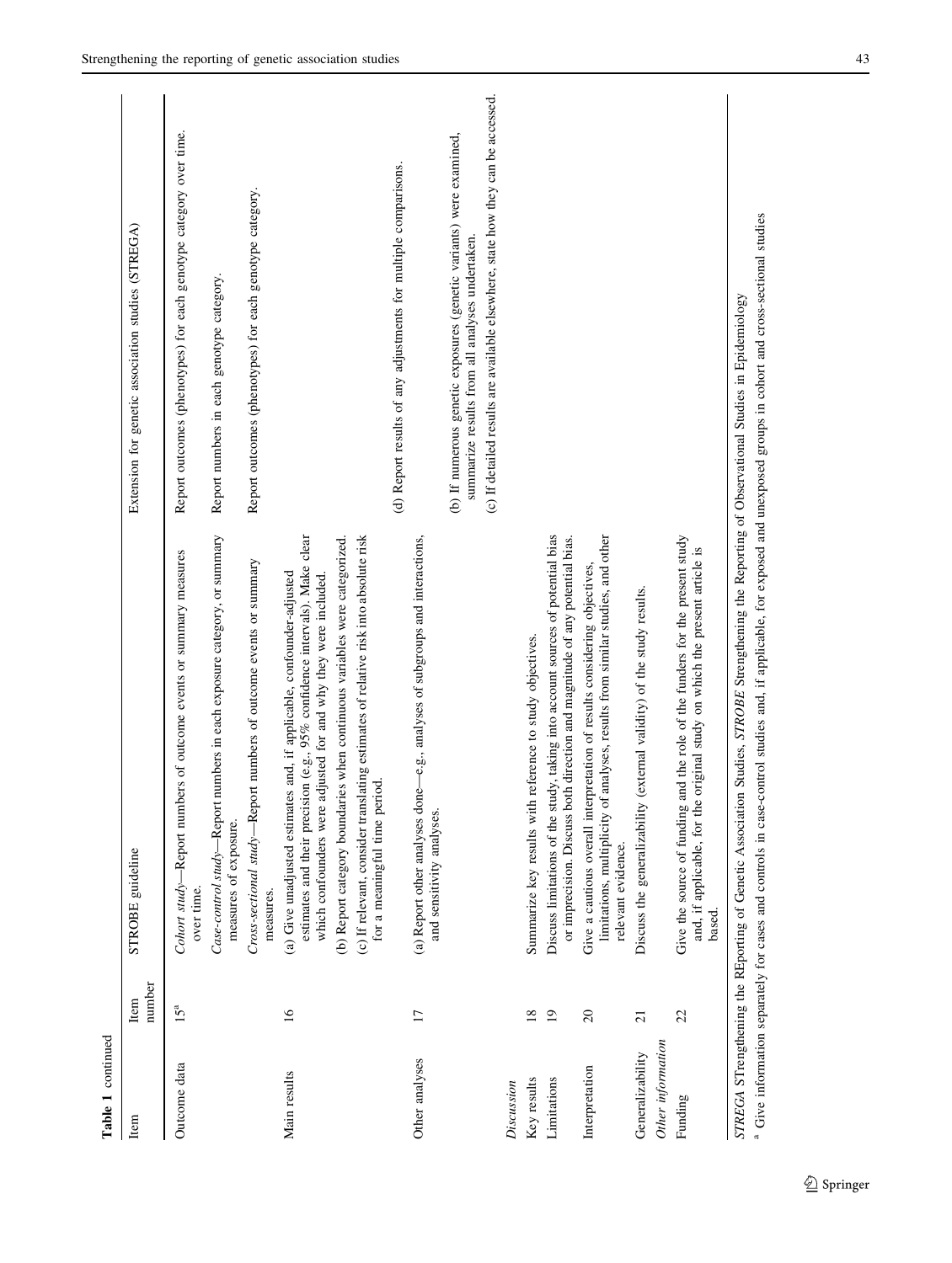**Table 1** continued

| Item | Item number | STROBE guideline | Extension for genetic association studies (STREGA) |
|---|---|---|---|
| Outcome data | 15[a] | *Cohort study*—Report numbers of outcome events or summary measures over time. | Report outcomes (phenotypes) for each genotype category over time. |
| | | *Case-control study*—Report numbers in each exposure category, or summary measures of exposure. | Report numbers in each genotype category. |
| | | *Cross-sectional study*—Report numbers of outcome events or summary measures. | Report outcomes (phenotypes) for each genotype category. |
| Main results | 16 | (a) Give unadjusted estimates and, if applicable, confounder-adjusted estimates and their precision (e.g., 95% confidence intervals). Make clear which confounders were adjusted for and why they were included. | |
| | | (b) Report category boundaries when continuous variables were categorized. | |
| | | (c) If relevant, consider translating estimates of relative risk into absolute risk for a meaningful time period. | |
| | | | (d) Report results of any adjustments for multiple comparisons. |
| Other analyses | 17 | (a) Report other analyses done—e.g., analyses of subgroups and interactions, and sensitivity analyses. | |
| | | | (b) If numerous genetic exposures (genetic variants) were examined, summarize results from all analyses undertaken. |
| | | | (c) If detailed results are available elsewhere, state how they can be accessed. |
| *Discussion* | | | |
| Key results | 18 | Summarize key results with reference to study objectives. | |
| Limitations | 19 | Discuss limitations of the study, taking into account sources of potential bias or imprecision. Discuss both direction and magnitude of any potential bias. | |
| Interpretation | 20 | Give a cautious overall interpretation of results considering objectives, limitations, multiplicity of analyses, results from similar studies, and other relevant evidence. | |
| Generalizability | 21 | Discuss the generalizability (external validity) of the study results. | |
| *Other information* | | | |
| Funding | 22 | Give the source of funding and the role of the funders for the present study and, if applicable, for the original study on which the present article is based. | |

*STREGA* STrengthening the REporting of Genetic Association Studies, *STROBE* Strengthening the Reporting of Observational Studies in Epidemiology

[a] Give information separately for cases and controls in case-control studies and, if applicable, for exposed and unexposed groups in cohort and cross-sectional studies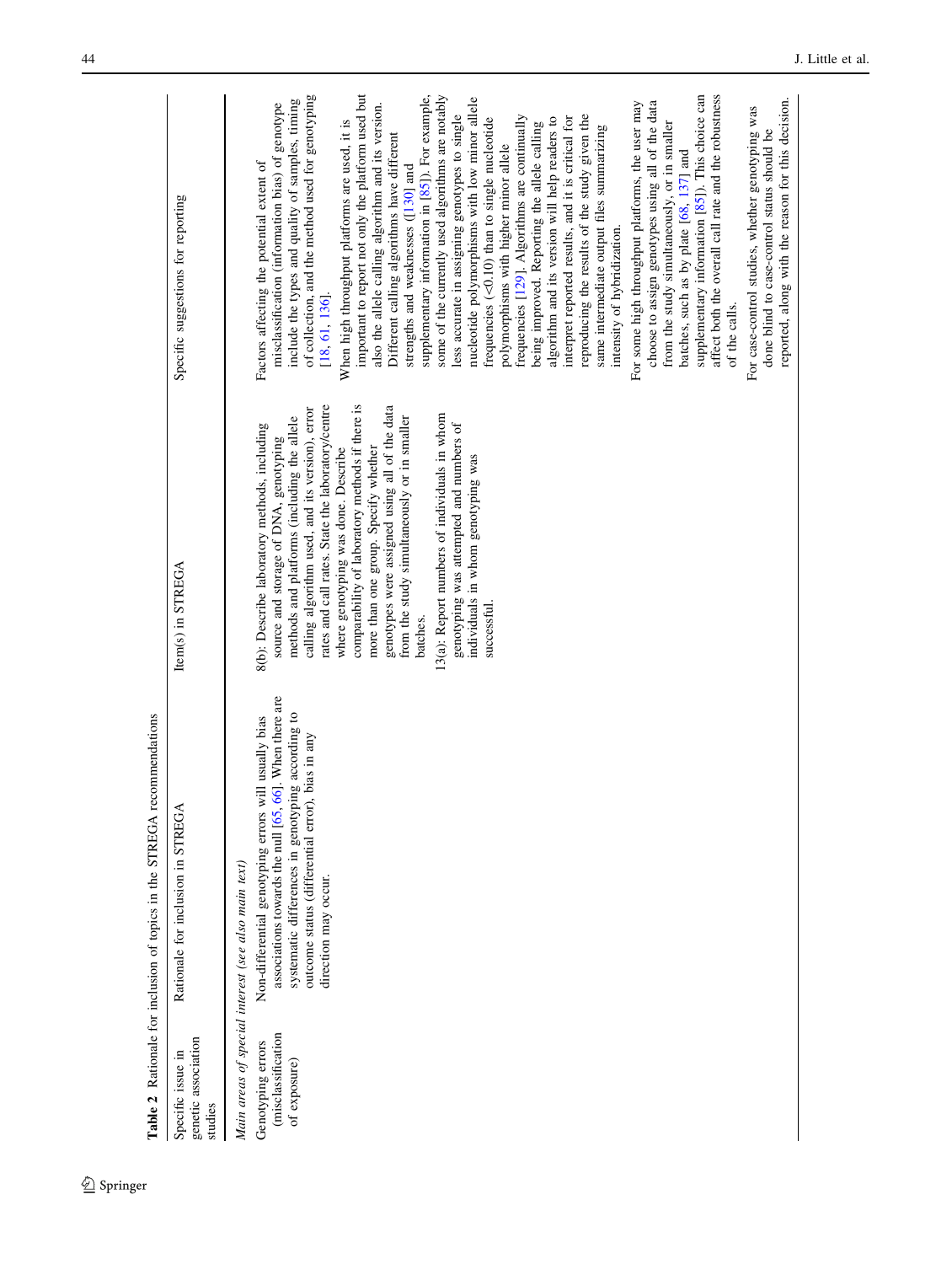**Table 2** Rationale for inclusion of topics in the STREGA recommendations

| Specific issue in genetic association studies | Rationale for inclusion in STREGA | Item(s) in STREGA | Specific suggestions for reporting |
|---|---|---|---|
| *Main areas of special interest (see also main text)* | | | |
| Genotyping errors (misclassification of exposure) | Non-differential genotyping errors will usually bias associations towards the null [65, 66]. When there are systematic differences in genotyping according to outcome status (differential error), bias in any direction may occur. | 8(b): Describe laboratory methods, including source and storage of DNA, genotyping methods and platforms (including the allele calling algorithm used, and its version), error rates and call rates. State the laboratory/centre where genotyping was done. Describe comparability of laboratory methods if there is more than one group. Specify whether genotypes were assigned using all of the data from the study simultaneously or in smaller batches.<br><br>13(a): Report numbers of individuals in whom genotyping was attempted and numbers of individuals in whom genotyping was successful. | Factors affecting the potential extent of misclassification (information bias) of genotype include the types and quality of samples, timing of collection, and the method used for genotyping [18, 61, 136].<br><br>When high throughput platforms are used, it is important to report not only the platform used but also the allele calling algorithm and its version. Different calling algorithms have different strengths and weaknesses ([130] and supplementary information in [85]). For example, some of the currently used algorithms are notably less accurate in assigning genotypes to single nucleotide polymorphisms with low minor allele frequencies (<0.10) than to single nucleotide polymorphisms with higher minor allele frequencies [129]. Algorithms are continually being improved. Reporting the allele calling algorithm and its version will help readers to interpret reported results, and it is critical for reproducing the results of the study given the same intermediate output files summarizing intensity of hybridization.<br><br>For some high throughput platforms, the user may choose to assign genotypes using all of the data from the study simultaneously, or in smaller batches, such as by plate [68, 137] and supplementary information [85]). This choice can affect both the overall call rate and the robustness of the calls.<br><br>For case-control studies, whether genotyping was done blind to case-control status should be reported, along with the reason for this decision. |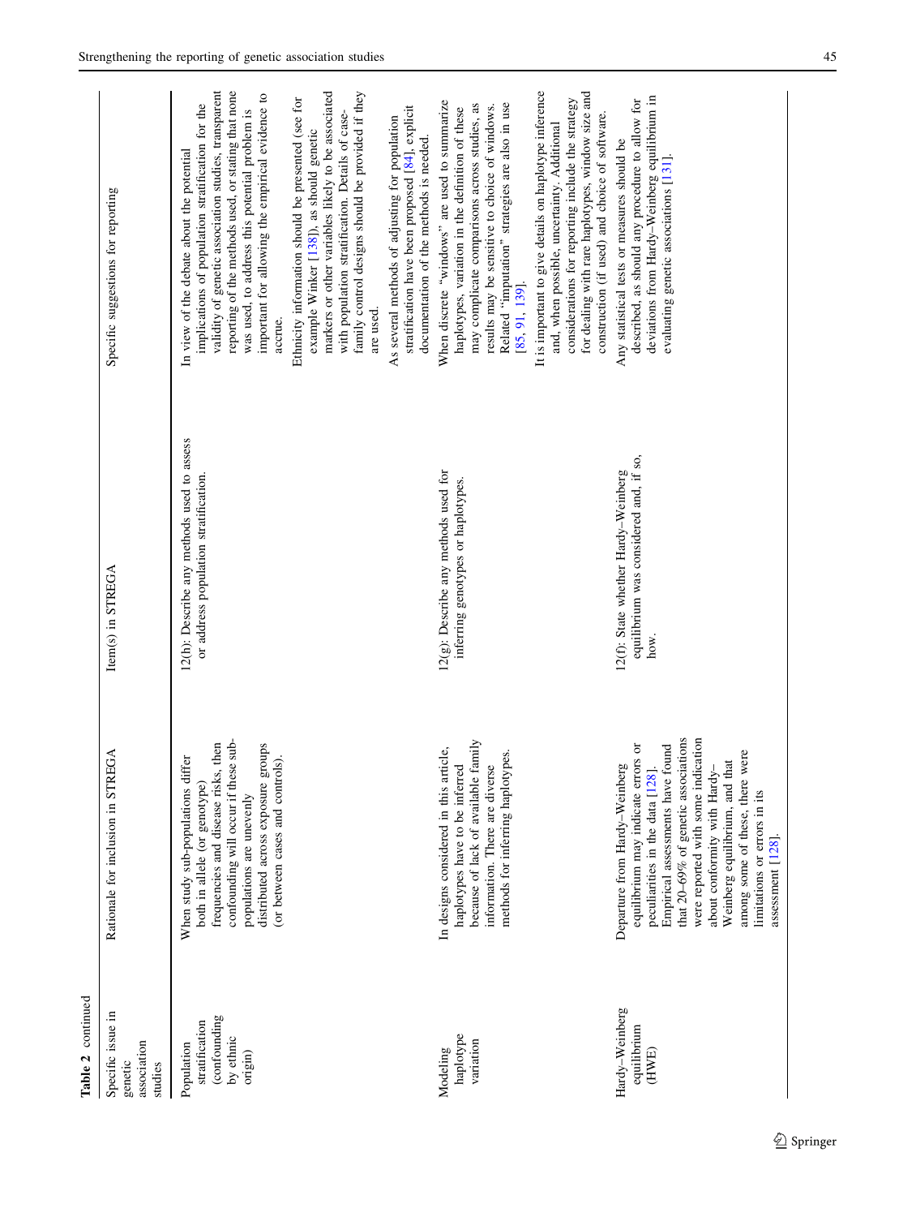**Table 2** continued

| Specific issue in genetic association studies | Rationale for inclusion in STREGA | Item(s) in STREGA | Specific suggestions for reporting |
|---|---|---|---|
| Population stratification (confounding by ethnic origin) | When study sub-populations differ both in allele (or genotype) frequencies and disease risks, then confounding will occur if these sub-populations are unevenly distributed across exposure groups (or between cases and controls). | 12(h): Describe any methods used to assess or address population stratification. | In view of the debate about the potential implications of population stratification for the validity of genetic association studies, transparent reporting of the methods used, or stating that none was used, to address this potential problem is important for allowing the empirical evidence to accrue. Ethnicity information should be presented (see for example Winker [138]), as should genetic markers or other variables likely to be associated with population stratification. Details of case-family control designs should be provided if they are used. As several methods of adjusting for population stratification have been proposed [84], explicit documentation of the methods is needed. |
| Modeling haplotype variation | In designs considered in this article, haplotypes have to be inferred because of lack of available family information. There are diverse methods for inferring haplotypes. | 12(g): Describe any methods used for inferring genotypes or haplotypes. | When discrete "windows" are used to summarize haplotypes, variation in the definition of these may complicate comparisons across studies, as results may be sensitive to choice of windows. Related "imputation" strategies are also in use [85, 91, 139]. It is important to give details on haplotype inference and, when possible, uncertainty. Additional considerations for reporting include the strategy for dealing with rare haplotypes, window size and construction (if used) and choice of software. |
| Hardy–Weinberg equilibrium (HWE) | Departure from Hardy–Weinberg equilibrium may indicate errors or peculiarities in the data [128]. Empirical assessments have found that 20–69% of genetic associations were reported with some indication about conformity with Hardy–Weinberg equilibrium, and that among some of these, there were limitations or errors in its assessment [128]. | 12(f): State whether Hardy–Weinberg equilibrium was considered and, if so, how. | Any statistical tests or measures should be described, as should any procedure to allow for deviations from Hardy–Weinberg equilibrium in evaluating genetic associations [131]. |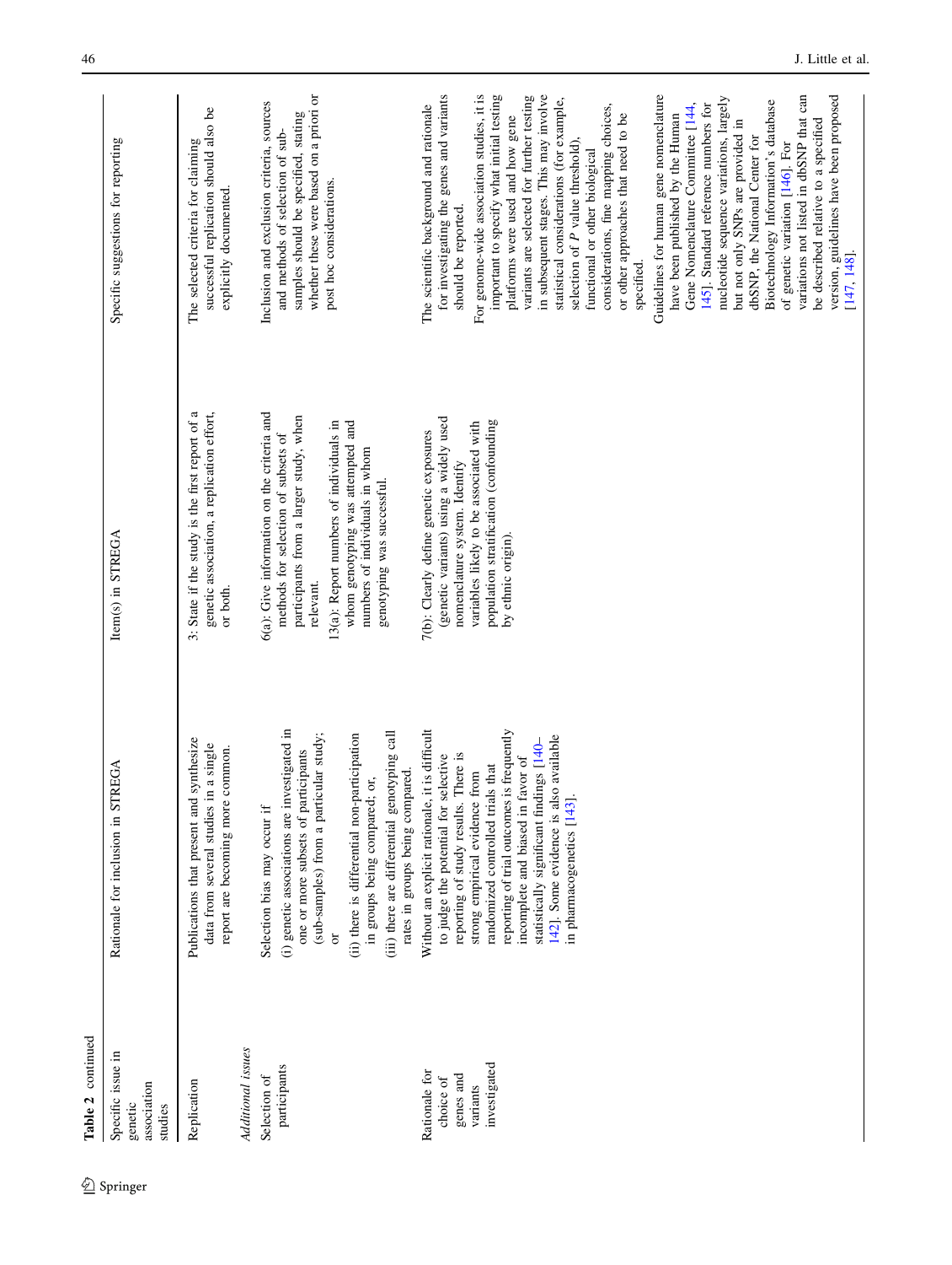**Table 2** continued

| Specific issue in genetic association studies | Rationale for inclusion in STREGA | Item(s) in STREGA | Specific suggestions for reporting |
| --- | --- | --- | --- |
| Replication | Publications that present and synthesize data from several studies in a single report are becoming more common. | 3: State if the study is the first report of a genetic association, a replication effort, or both. | The selected criteria for claiming successful replication should also be explicitly documented. |
| *Additional issues* | | | |
| Selection of participants | Selection bias may occur if (i) genetic associations are investigated in one or more subsets of participants (sub-samples) from a particular study; or (ii) there is differential non-participation in groups being compared; or, (iii) there are differential genotyping call rates in groups being compared. | 6(a): Give information on the criteria and methods for selection of subsets of participants from a larger study, when relevant. 13(a): Report numbers of individuals in whom genotyping was attempted and numbers of individuals in whom genotyping was successful. | Inclusion and exclusion criteria, sources and methods of selection of sub-samples should be specified, stating whether these were based on a priori or post hoc considerations. |
| Rationale for choice of genes and variants investigated | Without an explicit rationale, it is difficult to judge the potential for selective reporting of study results. There is strong empirical evidence from randomized controlled trials that reporting of trial outcomes is frequently incomplete and biased in favor of statistically significant findings [140–142]. Some evidence is also available in pharmacogenetics [143]. | 7(b): Clearly define genetic exposures (genetic variants) using a widely used nomenclature system. Identify variables likely to be associated with population stratification (confounding by ethnic origin). | The scientific background and rationale for investigating the genes and variants should be reported. For genome-wide association studies, it is important to specify what initial testing platforms were used and how gene variants are selected for further testing in subsequent stages. This may involve statistical considerations (for example, selection of *P* value threshold), functional or other biological considerations, fine mapping choices, or other approaches that need to be specified. Guidelines for human gene nomenclature have been published by the Human Gene Nomenclature Committee [144, 145]. Standard reference numbers for nucleotide sequence variations, largely but not only SNPs are provided in dbSNP, the National Center for Biotechnology Information's database of genetic variation [146]. For variations not listed in dbSNP that can be described relative to a specified version, guidelines have been proposed [147, 148]. |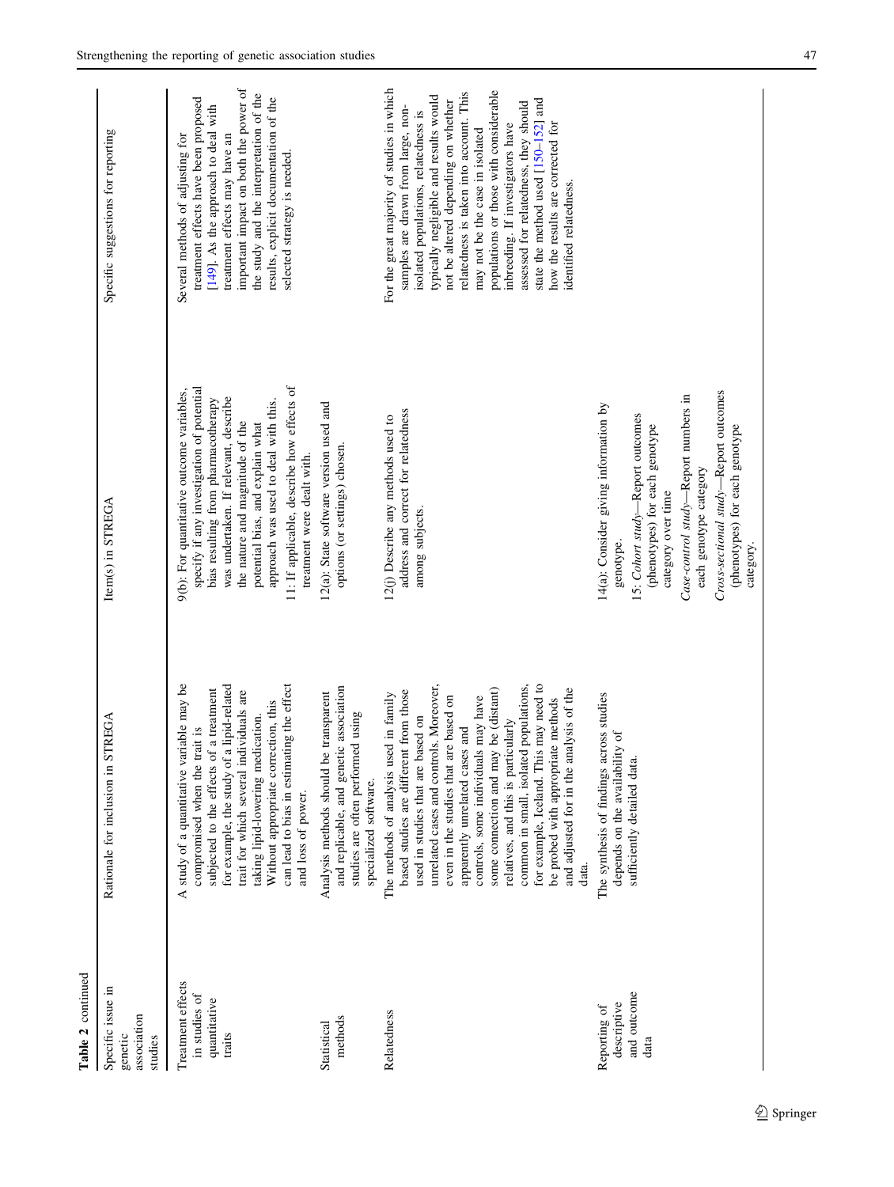**Table 2** continued

| Specific issue in genetic association studies | Rationale for inclusion in STREGA | Item(s) in STREGA | Specific suggestions for reporting |
|---|---|---|---|
| Treatment effects in studies of quantitative traits | A study of a quantitative variable may be compromised when the trait is subjected to the effects of a treatment for example, the study of a lipid-related trait for which several individuals are taking lipid-lowering medication. Without appropriate correction, this can lead to bias in estimating the effect and loss of power. | 9(b): For quantitative outcome variables, specify if any investigation of potential bias resulting from pharmacotherapy was undertaken. If relevant, describe the nature and magnitude of the potential bias, and explain what approach was used to deal with this.<br>11: If applicable, describe how effects of treatment were dealt with. | Several methods of adjusting for treatment effects have been proposed [149]. As the approach to deal with treatment effects may have an important impact on both the power of the study and the interpretation of the results, explicit documentation of the selected strategy is needed. |
| Statistical methods | Analysis methods should be transparent and replicable, and genetic association studies are often performed using specialized software. | 12(a): State software version used and options (or settings) chosen. | |
| Relatedness | The methods of analysis used in family based studies are different from those used in studies that are based on unrelated cases and controls. Moreover, even in the studies that are based on apparently unrelated cases and controls, some individuals may have some connection and may be (distant) relatives, and this is particularly common in small, isolated populations, for example, Iceland. This may need to be probed with appropriate methods and adjusted for in the analysis of the data. | 12(i) Describe any methods used to address and correct for relatedness among subjects. | For the great majority of studies in which samples are drawn from large, non-isolated populations, relatedness is typically negligible and results would not be altered depending on whether relatedness is taken into account. This may not be the case in isolated populations or those with considerable inbreeding. If investigators have assessed for relatedness, they should state the method used [150–152] and how the results are corrected for identified relatedness. |
| Reporting of descriptive and outcome data | The synthesis of findings across studies depends on the availability of sufficiently detailed data. | 14(a): Consider giving information by genotype.<br>15: *Cohort study*—Report outcomes (phenotypes) for each genotype category over time<br>*Case-control study*—Report numbers in each genotype category<br>*Cross-sectional study*—Report outcomes (phenotypes) for each genotype category. | |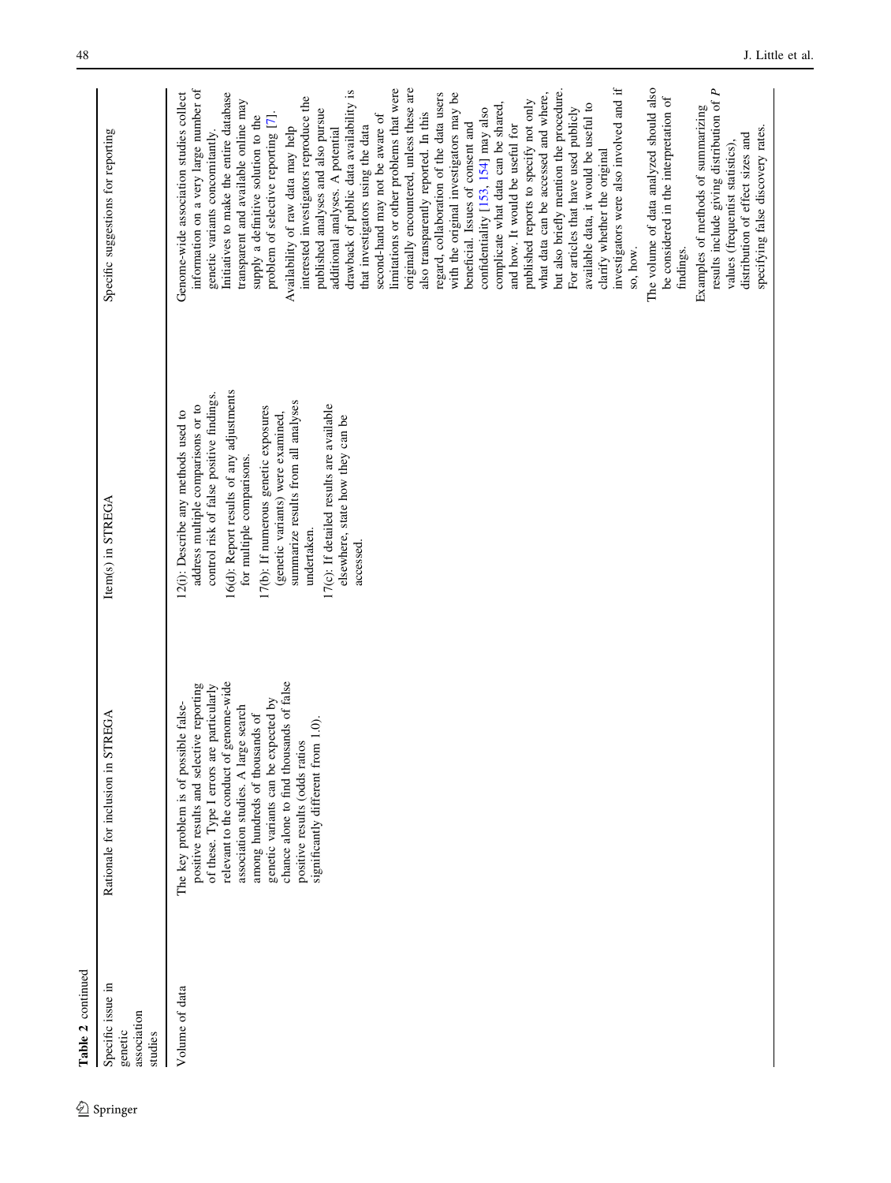**Table 2** continued

| Specific issue in genetic association studies | Rationale for inclusion in STREGA | Item(s) in STREGA | Specific suggestions for reporting |
|---|---|---|---|
| Volume of data | The key problem is of possible false-positive results and selective reporting of these. Type I errors are particularly relevant to the conduct of genome-wide association studies. A large search among hundreds of thousands of genetic variants can be expected by chance alone to find thousands of false positive results (odds ratios significantly different from 1.0). | 12(i): Describe any methods used to address multiple comparisons or to control risk of false positive findings.<br>16(d): Report results of any adjustments for multiple comparisons.<br>17(b): If numerous genetic exposures (genetic variants) were examined, summarize results from all analyses undertaken.<br>17(c): If detailed results are available elsewhere, state how they can be accessed. | Genome-wide association studies collect information on a very large number of genetic variants concomitantly. Initiatives to make the entire database transparent and available online may supply a definitive solution to the problem of selective reporting [7]. Availability of raw data may help interested investigators reproduce the published analyses and also pursue additional analyses. A potential drawback of public data availability is that investigators using the data second-hand may not be aware of limitations or other problems that were originally encountered, unless these are also transparently reported. In this regard, collaboration of the data users with the original investigators may be beneficial. Issues of consent and confidentiality [153, 154] may also complicate what data can be shared, and how. It would be useful for published reports to specify not only what data can be accessed and where, but also briefly mention the procedure. For articles that have used publicly available data, it would be useful to clarify whether the original investigators were also involved and if so, how.<br>The volume of data analyzed should also be considered in the interpretation of findings.<br>Examples of methods of summarizing results include giving distribution of *P* values (frequentist statistics), distribution of effect sizes and specifying false discovery rates. |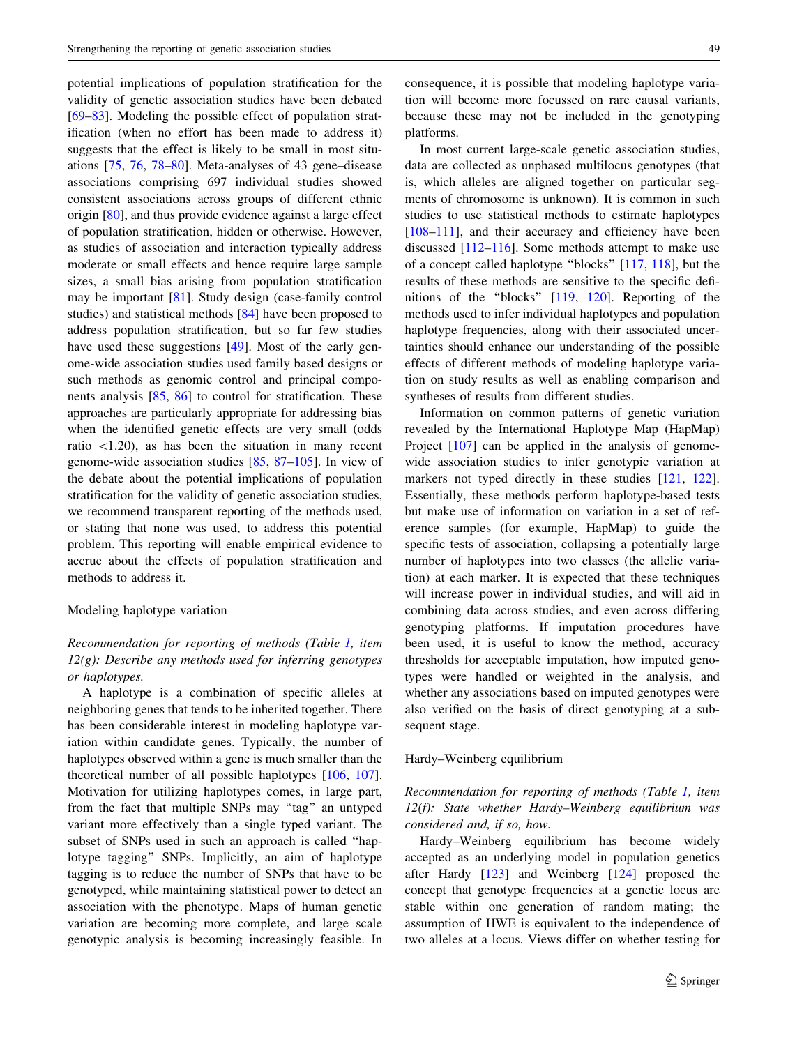potential implications of population stratification for the validity of genetic association studies have been debated [69–83]. Modeling the possible effect of population stratification (when no effort has been made to address it) suggests that the effect is likely to be small in most situations [75, 76, 78–80]. Meta-analyses of 43 gene–disease associations comprising 697 individual studies showed consistent associations across groups of different ethnic origin [80], and thus provide evidence against a large effect of population stratification, hidden or otherwise. However, as studies of association and interaction typically address moderate or small effects and hence require large sample sizes, a small bias arising from population stratification may be important [81]. Study design (case-family control studies) and statistical methods [84] have been proposed to address population stratification, but so far few studies have used these suggestions [49]. Most of the early genome-wide association studies used family based designs or such methods as genomic control and principal components analysis [85, 86] to control for stratification. These approaches are particularly appropriate for addressing bias when the identified genetic effects are very small (odds ratio <1.20), as has been the situation in many recent genome-wide association studies [85, 87–105]. In view of the debate about the potential implications of population stratification for the validity of genetic association studies, we recommend transparent reporting of the methods used, or stating that none was used, to address this potential problem. This reporting will enable empirical evidence to accrue about the effects of population stratification and methods to address it.

## Modeling haplotype variation

*Recommendation for reporting of methods (Table 1, item 12(g): Describe any methods used for inferring genotypes or haplotypes.*

A haplotype is a combination of specific alleles at neighboring genes that tends to be inherited together. There has been considerable interest in modeling haplotype variation within candidate genes. Typically, the number of haplotypes observed within a gene is much smaller than the theoretical number of all possible haplotypes [106, 107]. Motivation for utilizing haplotypes comes, in large part, from the fact that multiple SNPs may "tag" an untyped variant more effectively than a single typed variant. The subset of SNPs used in such an approach is called "haplotype tagging" SNPs. Implicitly, an aim of haplotype tagging is to reduce the number of SNPs that have to be genotyped, while maintaining statistical power to detect an association with the phenotype. Maps of human genetic variation are becoming more complete, and large scale genotypic analysis is becoming increasingly feasible. In consequence, it is possible that modeling haplotype variation will become more focussed on rare causal variants, because these may not be included in the genotyping platforms.

In most current large-scale genetic association studies, data are collected as unphased multilocus genotypes (that is, which alleles are aligned together on particular segments of chromosome is unknown). It is common in such studies to use statistical methods to estimate haplotypes [108–111], and their accuracy and efficiency have been discussed [112–116]. Some methods attempt to make use of a concept called haplotype "blocks" [117, 118], but the results of these methods are sensitive to the specific definitions of the "blocks" [119, 120]. Reporting of the methods used to infer individual haplotypes and population haplotype frequencies, along with their associated uncertainties should enhance our understanding of the possible effects of different methods of modeling haplotype variation on study results as well as enabling comparison and syntheses of results from different studies.

Information on common patterns of genetic variation revealed by the International Haplotype Map (HapMap) Project [107] can be applied in the analysis of genome-wide association studies to infer genotypic variation at markers not typed directly in these studies [121, 122]. Essentially, these methods perform haplotype-based tests but make use of information on variation in a set of reference samples (for example, HapMap) to guide the specific tests of association, collapsing a potentially large number of haplotypes into two classes (the allelic variation) at each marker. It is expected that these techniques will increase power in individual studies, and will aid in combining data across studies, and even across differing genotyping platforms. If imputation procedures have been used, it is useful to know the method, accuracy thresholds for acceptable imputation, how imputed genotypes were handled or weighted in the analysis, and whether any associations based on imputed genotypes were also verified on the basis of direct genotyping at a subsequent stage.

## Hardy–Weinberg equilibrium

*Recommendation for reporting of methods (Table 1, item 12(f): State whether Hardy–Weinberg equilibrium was considered and, if so, how.*

Hardy–Weinberg equilibrium has become widely accepted as an underlying model in population genetics after Hardy [123] and Weinberg [124] proposed the concept that genotype frequencies at a genetic locus are stable within one generation of random mating; the assumption of HWE is equivalent to the independence of two alleles at a locus. Views differ on whether testing for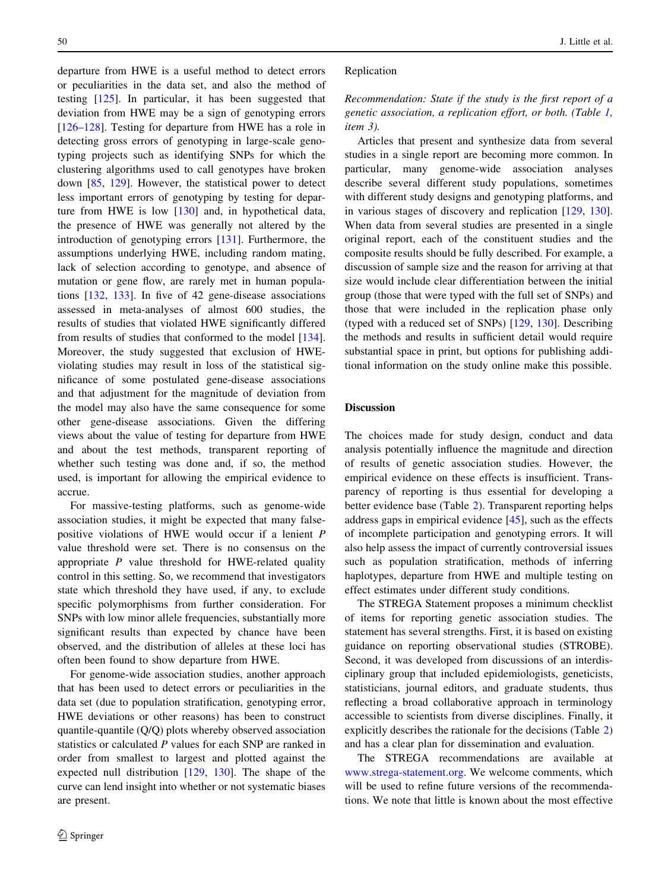departure from HWE is a useful method to detect errors or peculiarities in the data set, and also the method of testing [125]. In particular, it has been suggested that deviation from HWE may be a sign of genotyping errors [126–128]. Testing for departure from HWE has a role in detecting gross errors of genotyping in large-scale genotyping projects such as identifying SNPs for which the clustering algorithms used to call genotypes have broken down [85, 129]. However, the statistical power to detect less important errors of genotyping by testing for departure from HWE is low [130] and, in hypothetical data, the presence of HWE was generally not altered by the introduction of genotyping errors [131]. Furthermore, the assumptions underlying HWE, including random mating, lack of selection according to genotype, and absence of mutation or gene flow, are rarely met in human populations [132, 133]. In five of 42 gene-disease associations assessed in meta-analyses of almost 600 studies, the results of studies that violated HWE significantly differed from results of studies that conformed to the model [134]. Moreover, the study suggested that exclusion of HWE-violating studies may result in loss of the statistical significance of some postulated gene-disease associations and that adjustment for the magnitude of deviation from the model may also have the same consequence for some other gene-disease associations. Given the differing views about the value of testing for departure from HWE and about the test methods, transparent reporting of whether such testing was done and, if so, the method used, is important for allowing the empirical evidence to accrue.

For massive-testing platforms, such as genome-wide association studies, it might be expected that many false-positive violations of HWE would occur if a lenient *P* value threshold were set. There is no consensus on the appropriate *P* value threshold for HWE-related quality control in this setting. So, we recommend that investigators state which threshold they have used, if any, to exclude specific polymorphisms from further consideration. For SNPs with low minor allele frequencies, substantially more significant results than expected by chance have been observed, and the distribution of alleles at these loci has often been found to show departure from HWE.

For genome-wide association studies, another approach that has been used to detect errors or peculiarities in the data set (due to population stratification, genotyping error, HWE deviations or other reasons) has been to construct quantile-quantile (Q/Q) plots whereby observed association statistics or calculated *P* values for each SNP are ranked in order from smallest to largest and plotted against the expected null distribution [129, 130]. The shape of the curve can lend insight into whether or not systematic biases are present.

### Replication

*Recommendation: State if the study is the first report of a genetic association, a replication effort, or both. (Table 1, item 3).*

Articles that present and synthesize data from several studies in a single report are becoming more common. In particular, many genome-wide association analyses describe several different study populations, sometimes with different study designs and genotyping platforms, and in various stages of discovery and replication [129, 130]. When data from several studies are presented in a single original report, each of the constituent studies and the composite results should be fully described. For example, a discussion of sample size and the reason for arriving at that size would include clear differentiation between the initial group (those that were typed with the full set of SNPs) and those that were included in the replication phase only (typed with a reduced set of SNPs) [129, 130]. Describing the methods and results in sufficient detail would require substantial space in print, but options for publishing additional information on the study online make this possible.

## Discussion

The choices made for study design, conduct and data analysis potentially influence the magnitude and direction of results of genetic association studies. However, the empirical evidence on these effects is insufficient. Transparency of reporting is thus essential for developing a better evidence base (Table 2). Transparent reporting helps address gaps in empirical evidence [45], such as the effects of incomplete participation and genotyping errors. It will also help assess the impact of currently controversial issues such as population stratification, methods of inferring haplotypes, departure from HWE and multiple testing on effect estimates under different study conditions.

The STREGA Statement proposes a minimum checklist of items for reporting genetic association studies. The statement has several strengths. First, it is based on existing guidance on reporting observational studies (STROBE). Second, it was developed from discussions of an interdisciplinary group that included epidemiologists, geneticists, statisticians, journal editors, and graduate students, thus reflecting a broad collaborative approach in terminology accessible to scientists from diverse disciplines. Finally, it explicitly describes the rationale for the decisions (Table 2) and has a clear plan for dissemination and evaluation.

The STREGA recommendations are available at www.strega-statement.org. We welcome comments, which will be used to refine future versions of the recommendations. We note that little is known about the most effective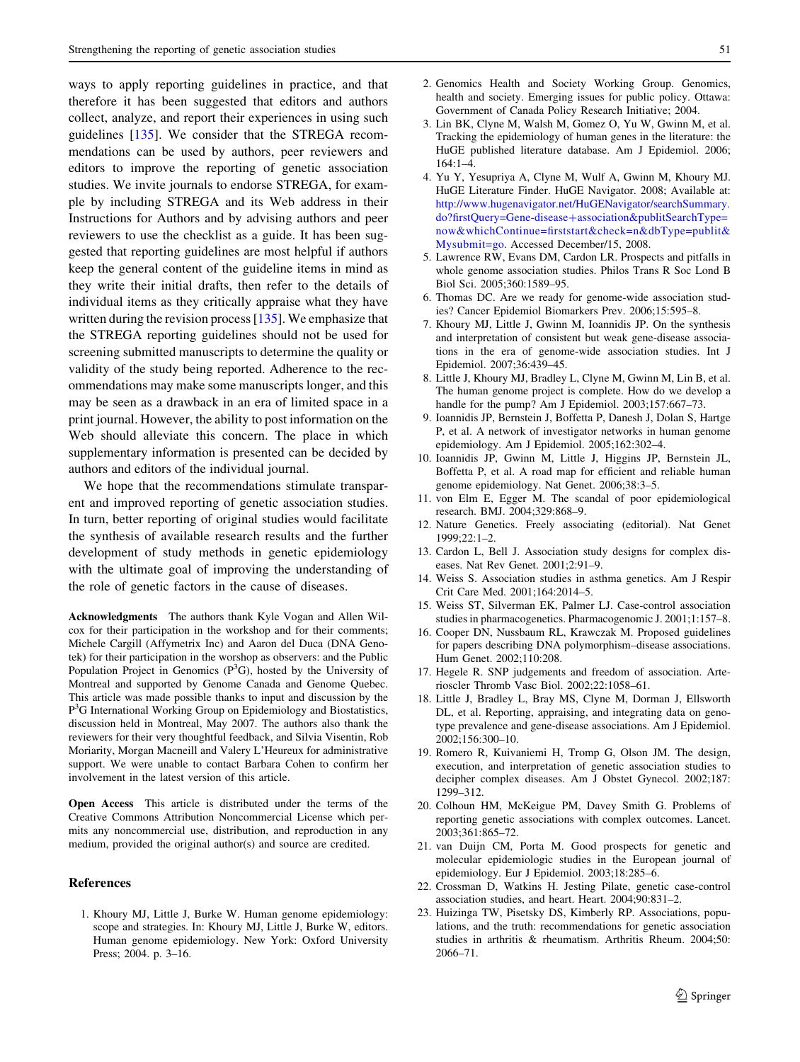ways to apply reporting guidelines in practice, and that therefore it has been suggested that editors and authors collect, analyze, and report their experiences in using such guidelines [135]. We consider that the STREGA recommendations can be used by authors, peer reviewers and editors to improve the reporting of genetic association studies. We invite journals to endorse STREGA, for example by including STREGA and its Web address in their Instructions for Authors and by advising authors and peer reviewers to use the checklist as a guide. It has been suggested that reporting guidelines are most helpful if authors keep the general content of the guideline items in mind as they write their initial drafts, then refer to the details of individual items as they critically appraise what they have written during the revision process [135]. We emphasize that the STREGA reporting guidelines should not be used for screening submitted manuscripts to determine the quality or validity of the study being reported. Adherence to the recommendations may make some manuscripts longer, and this may be seen as a drawback in an era of limited space in a print journal. However, the ability to post information on the Web should alleviate this concern. The place in which supplementary information is presented can be decided by authors and editors of the individual journal.

We hope that the recommendations stimulate transparent and improved reporting of genetic association studies. In turn, better reporting of original studies would facilitate the synthesis of available research results and the further development of study methods in genetic epidemiology with the ultimate goal of improving the understanding of the role of genetic factors in the cause of diseases.

**Acknowledgments** The authors thank Kyle Vogan and Allen Wilcox for their participation in the workshop and for their comments; Michele Cargill (Affymetrix Inc) and Aaron del Duca (DNA Genotek) for their participation in the worshop as observers: and the Public Population Project in Genomics ($P^3G$), hosted by the University of Montreal and supported by Genome Canada and Genome Quebec. This article was made possible thanks to input and discussion by the $P^3G$ International Working Group on Epidemiology and Biostatistics, discussion held in Montreal, May 2007. The authors also thank the reviewers for their very thoughtful feedback, and Silvia Visentin, Rob Moriarity, Morgan Macneill and Valery L'Heureux for administrative support. We were unable to contact Barbara Cohen to confirm her involvement in the latest version of this article.

**Open Access** This article is distributed under the terms of the Creative Commons Attribution Noncommercial License which permits any noncommercial use, distribution, and reproduction in any medium, provided the original author(s) and source are credited.

## References

1. Khoury MJ, Little J, Burke W. Human genome epidemiology: scope and strategies. In: Khoury MJ, Little J, Burke W, editors. Human genome epidemiology. New York: Oxford University Press; 2004. p. 3–16.
2. Genomics Health and Society Working Group. Genomics, health and society. Emerging issues for public policy. Ottawa: Government of Canada Policy Research Initiative; 2004.
3. Lin BK, Clyne M, Walsh M, Gomez O, Yu W, Gwinn M, et al. Tracking the epidemiology of human genes in the literature: the HuGE published literature database. Am J Epidemiol. 2006; 164:1–4.
4. Yu Y, Yesupriya A, Clyne M, Wulf A, Gwinn M, Khoury MJ. HuGE Literature Finder. HuGE Navigator. 2008; Available at: http://www.hugenavigator.net/HuGENavigator/searchSummary.do?firstQuery=Gene-disease+association&publitSearchType=now&whichContinue=firststart&check=n&dbType=publit&Mysubmit=go. Accessed December/15, 2008.
5. Lawrence RW, Evans DM, Cardon LR. Prospects and pitfalls in whole genome association studies. Philos Trans R Soc Lond B Biol Sci. 2005;360:1589–95.
6. Thomas DC. Are we ready for genome-wide association studies? Cancer Epidemiol Biomarkers Prev. 2006;15:595–8.
7. Khoury MJ, Little J, Gwinn M, Ioannidis JP. On the synthesis and interpretation of consistent but weak gene-disease associations in the era of genome-wide association studies. Int J Epidemiol. 2007;36:439–45.
8. Little J, Khoury MJ, Bradley L, Clyne M, Gwinn M, Lin B, et al. The human genome project is complete. How do we develop a handle for the pump? Am J Epidemiol. 2003;157:667–73.
9. Ioannidis JP, Bernstein J, Boffetta P, Danesh J, Dolan S, Hartge P, et al. A network of investigator networks in human genome epidemiology. Am J Epidemiol. 2005;162:302–4.
10. Ioannidis JP, Gwinn M, Little J, Higgins JP, Bernstein JL, Boffetta P, et al. A road map for efficient and reliable human genome epidemiology. Nat Genet. 2006;38:3–5.
11. von Elm E, Egger M. The scandal of poor epidemiological research. BMJ. 2004;329:868–9.
12. Nature Genetics. Freely associating (editorial). Nat Genet 1999;22:1–2.
13. Cardon L, Bell J. Association study designs for complex diseases. Nat Rev Genet. 2001;2:91–9.
14. Weiss S. Association studies in asthma genetics. Am J Respir Crit Care Med. 2001;164:2014–5.
15. Weiss ST, Silverman EK, Palmer LJ. Case-control association studies in pharmacogenetics. Pharmacogenomic J. 2001;1:157–8.
16. Cooper DN, Nussbaum RL, Krawczak M. Proposed guidelines for papers describing DNA polymorphism–disease associations. Hum Genet. 2002;110:208.
17. Hegele R. SNP judgements and freedom of association. Arterioscler Thromb Vasc Biol. 2002;22:1058–61.
18. Little J, Bradley L, Bray MS, Clyne M, Dorman J, Ellsworth DL, et al. Reporting, appraising, and integrating data on genotype prevalence and gene-disease associations. Am J Epidemiol. 2002;156:300–10.
19. Romero R, Kuivaniemi H, Tromp G, Olson JM. The design, execution, and interpretation of genetic association studies to decipher complex diseases. Am J Obstet Gynecol. 2002;187: 1299–312.
20. Colhoun HM, McKeigue PM, Davey Smith G. Problems of reporting genetic associations with complex outcomes. Lancet. 2003;361:865–72.
21. van Duijn CM, Porta M. Good prospects for genetic and molecular epidemiologic studies in the European journal of epidemiology. Eur J Epidemiol. 2003;18:285–6.
22. Crossman D, Watkins H. Jesting Pilate, genetic case-control association studies, and heart. Heart. 2004;90:831–2.
23. Huizinga TW, Pisetsky DS, Kimberly RP. Associations, populations, and the truth: recommendations for genetic association studies in arthritis & rheumatism. Arthritis Rheum. 2004;50: 2066–71.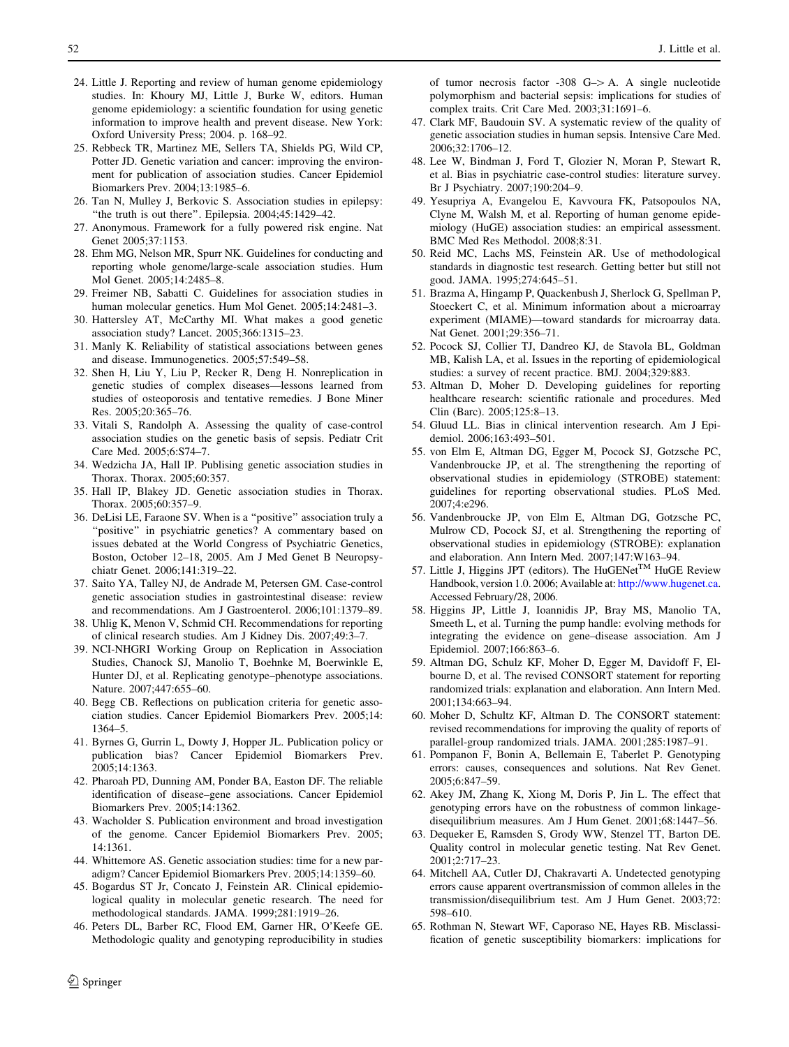24. Little J. Reporting and review of human genome epidemiology studies. In: Khoury MJ, Little J, Burke W, editors. Human genome epidemiology: a scientific foundation for using genetic information to improve health and prevent disease. New York: Oxford University Press; 2004. p. 168–92.
25. Rebbeck TR, Martinez ME, Sellers TA, Shields PG, Wild CP, Potter JD. Genetic variation and cancer: improving the environment for publication of association studies. Cancer Epidemiol Biomarkers Prev. 2004;13:1985–6.
26. Tan N, Mulley J, Berkovic S. Association studies in epilepsy: "the truth is out there". Epilepsia. 2004;45:1429–42.
27. Anonymous. Framework for a fully powered risk engine. Nat Genet 2005;37:1153.
28. Ehm MG, Nelson MR, Spurr NK. Guidelines for conducting and reporting whole genome/large-scale association studies. Hum Mol Genet. 2005;14:2485–8.
29. Freimer NB, Sabatti C. Guidelines for association studies in human molecular genetics. Hum Mol Genet. 2005;14:2481–3.
30. Hattersley AT, McCarthy MI. What makes a good genetic association study? Lancet. 2005;366:1315–23.
31. Manly K. Reliability of statistical associations between genes and disease. Immunogenetics. 2005;57:549–58.
32. Shen H, Liu Y, Liu P, Recker R, Deng H. Nonreplication in genetic studies of complex diseases—lessons learned from studies of osteoporosis and tentative remedies. J Bone Miner Res. 2005;20:365–76.
33. Vitali S, Randolph A. Assessing the quality of case-control association studies on the genetic basis of sepsis. Pediatr Crit Care Med. 2005;6:S74–7.
34. Wedzicha JA, Hall IP. Publising genetic association studies in Thorax. Thorax. 2005;60:357.
35. Hall IP, Blakey JD. Genetic association studies in Thorax. Thorax. 2005;60:357–9.
36. DeLisi LE, Faraone SV. When is a "positive" association truly a "positive" in psychiatric genetics? A commentary based on issues debated at the World Congress of Psychiatric Genetics, Boston, October 12–18, 2005. Am J Med Genet B Neuropsychiatr Genet. 2006;141:319–22.
37. Saito YA, Talley NJ, de Andrade M, Petersen GM. Case-control genetic association studies in gastrointestinal disease: review and recommendations. Am J Gastroenterol. 2006;101:1379–89.
38. Uhlig K, Menon V, Schmid CH. Recommendations for reporting of clinical research studies. Am J Kidney Dis. 2007;49:3–7.
39. NCI-NHGRI Working Group on Replication in Association Studies, Chanock SJ, Manolio T, Boehnke M, Boerwinkle E, Hunter DJ, et al. Replicating genotype–phenotype associations. Nature. 2007;447:655–60.
40. Begg CB. Reflections on publication criteria for genetic association studies. Cancer Epidemiol Biomarkers Prev. 2005;14:1364–5.
41. Byrnes G, Gurrin L, Dowty J, Hopper JL. Publication policy or publication bias? Cancer Epidemiol Biomarkers Prev. 2005;14:1363.
42. Pharoah PD, Dunning AM, Ponder BA, Easton DF. The reliable identification of disease–gene associations. Cancer Epidemiol Biomarkers Prev. 2005;14:1362.
43. Wacholder S. Publication environment and broad investigation of the genome. Cancer Epidemiol Biomarkers Prev. 2005;14:1361.
44. Whittemore AS. Genetic association studies: time for a new paradigm? Cancer Epidemiol Biomarkers Prev. 2005;14:1359–60.
45. Bogardus ST Jr, Concato J, Feinstein AR. Clinical epidemiological quality in molecular genetic research. The need for methodological standards. JAMA. 1999;281:1919–26.
46. Peters DL, Barber RC, Flood EM, Garner HR, O'Keefe GE. Methodologic quality and genotyping reproducibility in studies of tumor necrosis factor -308 G–> A. A single nucleotide polymorphism and bacterial sepsis: implications for studies of complex traits. Crit Care Med. 2003;31:1691–6.
47. Clark MF, Baudouin SV. A systematic review of the quality of genetic association studies in human sepsis. Intensive Care Med. 2006;32:1706–12.
48. Lee W, Bindman J, Ford T, Glozier N, Moran P, Stewart R, et al. Bias in psychiatric case-control studies: literature survey. Br J Psychiatry. 2007;190:204–9.
49. Yesupriya A, Evangelou E, Kavvoura FK, Patsopoulos NA, Clyne M, Walsh M, et al. Reporting of human genome epidemiology (HuGE) association studies: an empirical assessment. BMC Med Res Methodol. 2008;8:31.
50. Reid MC, Lachs MS, Feinstein AR. Use of methodological standards in diagnostic test research. Getting better but still not good. JAMA. 1995;274:645–51.
51. Brazma A, Hingamp P, Quackenbush J, Sherlock G, Spellman P, Stoeckert C, et al. Minimum information about a microarray experiment (MIAME)—toward standards for microarray data. Nat Genet. 2001;29:356–71.
52. Pocock SJ, Collier TJ, Dandreo KJ, de Stavola BL, Goldman MB, Kalish LA, et al. Issues in the reporting of epidemiological studies: a survey of recent practice. BMJ. 2004;329:883.
53. Altman D, Moher D. Developing guidelines for reporting healthcare research: scientific rationale and procedures. Med Clin (Barc). 2005;125:8–13.
54. Gluud LL. Bias in clinical intervention research. Am J Epidemiol. 2006;163:493–501.
55. von Elm E, Altman DG, Egger M, Pocock SJ, Gotzsche PC, Vandenbroucke JP, et al. The strengthening the reporting of observational studies in epidemiology (STROBE) statement: guidelines for reporting observational studies. PLoS Med. 2007;4:e296.
56. Vandenbroucke JP, von Elm E, Altman DG, Gotzsche PC, Mulrow CD, Pocock SJ, et al. Strengthening the reporting of observational studies in epidemiology (STROBE): explanation and elaboration. Ann Intern Med. 2007;147:W163–94.
57. Little J, Higgins JPT (editors). The HuGENet™ HuGE Review Handbook, version 1.0. 2006; Available at: http://www.hugenet.ca. Accessed February/28, 2006.
58. Higgins JP, Little J, Ioannidis JP, Bray MS, Manolio TA, Smeeth L, et al. Turning the pump handle: evolving methods for integrating the evidence on gene–disease association. Am J Epidemiol. 2007;166:863–6.
59. Altman DG, Schulz KF, Moher D, Egger M, Davidoff F, Elbourne D, et al. The revised CONSORT statement for reporting randomized trials: explanation and elaboration. Ann Intern Med. 2001;134:663–94.
60. Moher D, Schultz KF, Altman D. The CONSORT statement: revised recommendations for improving the quality of reports of parallel-group randomized trials. JAMA. 2001;285:1987–91.
61. Pompanon F, Bonin A, Bellemain E, Taberlet P. Genotyping errors: causes, consequences and solutions. Nat Rev Genet. 2005;6:847–59.
62. Akey JM, Zhang K, Xiong M, Doris P, Jin L. The effect that genotyping errors have on the robustness of common linkage-disequilibrium measures. Am J Hum Genet. 2001;68:1447–56.
63. Dequeker E, Ramsden S, Grody WW, Stenzel TT, Barton DE. Quality control in molecular genetic testing. Nat Rev Genet. 2001;2:717–23.
64. Mitchell AA, Cutler DJ, Chakravarti A. Undetected genotyping errors cause apparent overtransmission of common alleles in the transmission/disequilibrium test. Am J Hum Genet. 2003;72:598–610.
65. Rothman N, Stewart WF, Caporaso NE, Hayes RB. Misclassification of genetic susceptibility biomarkers: implications for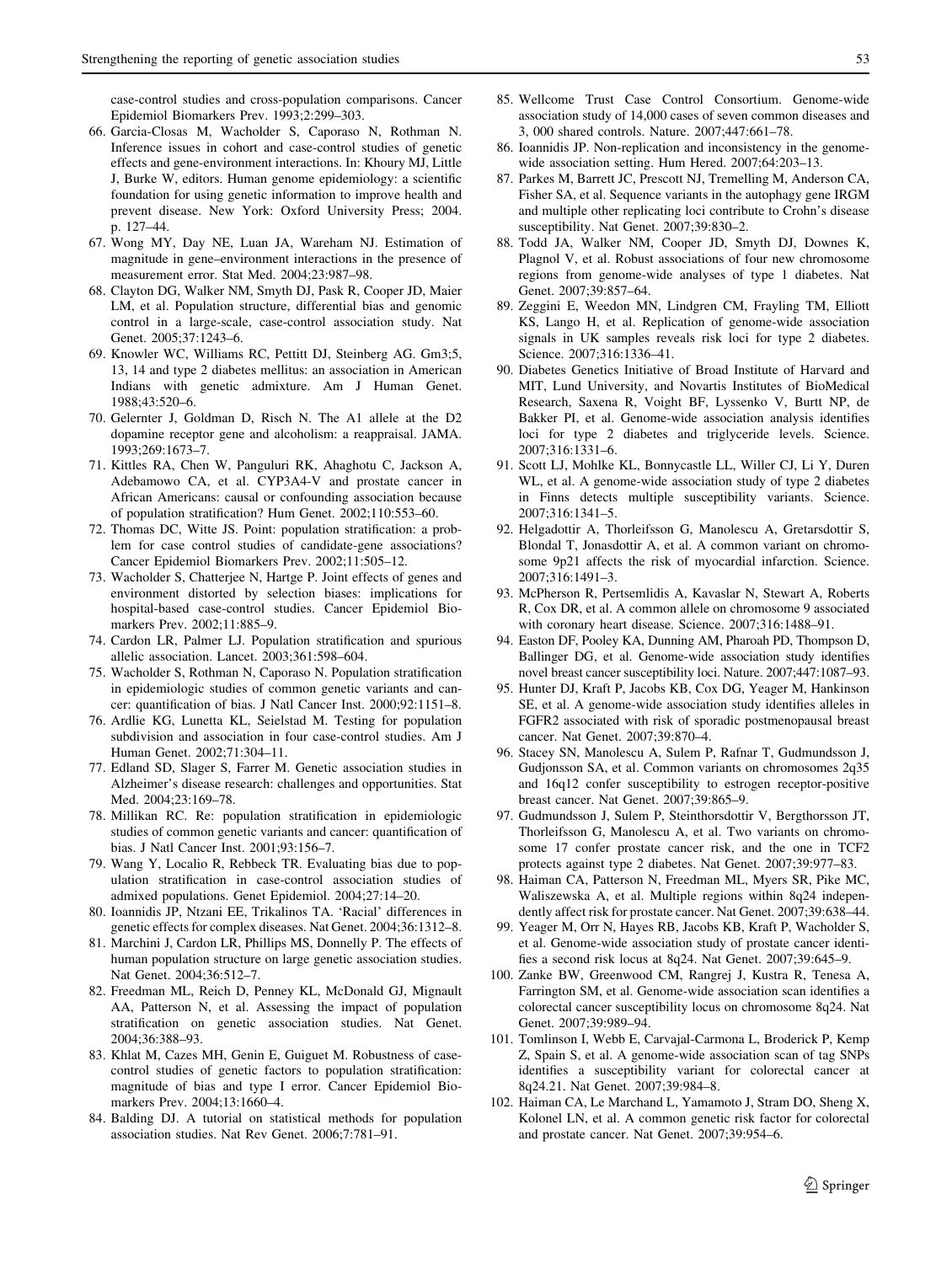case-control studies and cross-population comparisons. Cancer Epidemiol Biomarkers Prev. 1993;2:299–303.

66. Garcia-Closas M, Wacholder S, Caporaso N, Rothman N. Inference issues in cohort and case-control studies of genetic effects and gene-environment interactions. In: Khoury MJ, Little J, Burke W, editors. Human genome epidemiology: a scientific foundation for using genetic information to improve health and prevent disease. New York: Oxford University Press; 2004. p. 127–44.
67. Wong MY, Day NE, Luan JA, Wareham NJ. Estimation of magnitude in gene–environment interactions in the presence of measurement error. Stat Med. 2004;23:987–98.
68. Clayton DG, Walker NM, Smyth DJ, Pask R, Cooper JD, Maier LM, et al. Population structure, differential bias and genomic control in a large-scale, case-control association study. Nat Genet. 2005;37:1243–6.
69. Knowler WC, Williams RC, Pettitt DJ, Steinberg AG. Gm3;5, 13, 14 and type 2 diabetes mellitus: an association in American Indians with genetic admixture. Am J Human Genet. 1988;43:520–6.
70. Gelernter J, Goldman D, Risch N. The A1 allele at the D2 dopamine receptor gene and alcoholism: a reappraisal. JAMA. 1993;269:1673–7.
71. Kittles RA, Chen W, Panguluri RK, Ahaghotu C, Jackson A, Adebamowo CA, et al. CYP3A4-V and prostate cancer in African Americans: causal or confounding association because of population stratification? Hum Genet. 2002;110:553–60.
72. Thomas DC, Witte JS. Point: population stratification: a problem for case control studies of candidate-gene associations? Cancer Epidemiol Biomarkers Prev. 2002;11:505–12.
73. Wacholder S, Chatterjee N, Hartge P. Joint effects of genes and environment distorted by selection biases: implications for hospital-based case-control studies. Cancer Epidemiol Biomarkers Prev. 2002;11:885–9.
74. Cardon LR, Palmer LJ. Population stratification and spurious allelic association. Lancet. 2003;361:598–604.
75. Wacholder S, Rothman N, Caporaso N. Population stratification in epidemiologic studies of common genetic variants and cancer: quantification of bias. J Natl Cancer Inst. 2000;92:1151–8.
76. Ardlie KG, Lunetta KL, Seielstad M. Testing for population subdivision and association in four case-control studies. Am J Human Genet. 2002;71:304–11.
77. Edland SD, Slager S, Farrer M. Genetic association studies in Alzheimer's disease research: challenges and opportunities. Stat Med. 2004;23:169–78.
78. Millikan RC. Re: population stratification in epidemiologic studies of common genetic variants and cancer: quantification of bias. J Natl Cancer Inst. 2001;93:156–7.
79. Wang Y, Localio R, Rebbeck TR. Evaluating bias due to population stratification in case-control association studies of admixed populations. Genet Epidemiol. 2004;27:14–20.
80. Ioannidis JP, Ntzani EE, Trikalinos TA. 'Racial' differences in genetic effects for complex diseases. Nat Genet. 2004;36:1312–8.
81. Marchini J, Cardon LR, Phillips MS, Donnelly P. The effects of human population structure on large genetic association studies. Nat Genet. 2004;36:512–7.
82. Freedman ML, Reich D, Penney KL, McDonald GJ, Mignault AA, Patterson N, et al. Assessing the impact of population stratification on genetic association studies. Nat Genet. 2004;36:388–93.
83. Khlat M, Cazes MH, Genin E, Guiguet M. Robustness of case-control studies of genetic factors to population stratification: magnitude of bias and type I error. Cancer Epidemiol Biomarkers Prev. 2004;13:1660–4.
84. Balding DJ. A tutorial on statistical methods for population association studies. Nat Rev Genet. 2006;7:781–91.
85. Wellcome Trust Case Control Consortium. Genome-wide association study of 14,000 cases of seven common diseases and 3, 000 shared controls. Nature. 2007;447:661–78.
86. Ioannidis JP. Non-replication and inconsistency in the genome-wide association setting. Hum Hered. 2007;64:203–13.
87. Parkes M, Barrett JC, Prescott NJ, Tremelling M, Anderson CA, Fisher SA, et al. Sequence variants in the autophagy gene IRGM and multiple other replicating loci contribute to Crohn's disease susceptibility. Nat Genet. 2007;39:830–2.
88. Todd JA, Walker NM, Cooper JD, Smyth DJ, Downes K, Plagnol V, et al. Robust associations of four new chromosome regions from genome-wide analyses of type 1 diabetes. Nat Genet. 2007;39:857–64.
89. Zeggini E, Weedon MN, Lindgren CM, Frayling TM, Elliott KS, Lango H, et al. Replication of genome-wide association signals in UK samples reveals risk loci for type 2 diabetes. Science. 2007;316:1336–41.
90. Diabetes Genetics Initiative of Broad Institute of Harvard and MIT, Lund University, and Novartis Institutes of BioMedical Research, Saxena R, Voight BF, Lyssenko V, Burtt NP, de Bakker PI, et al. Genome-wide association analysis identifies loci for type 2 diabetes and triglyceride levels. Science. 2007;316:1331–6.
91. Scott LJ, Mohlke KL, Bonnycastle LL, Willer CJ, Li Y, Duren WL, et al. A genome-wide association study of type 2 diabetes in Finns detects multiple susceptibility variants. Science. 2007;316:1341–5.
92. Helgadottir A, Thorleifsson G, Manolescu A, Gretarsdottir S, Blondal T, Jonasdottir A, et al. A common variant on chromosome 9p21 affects the risk of myocardial infarction. Science. 2007;316:1491–3.
93. McPherson R, Pertsemlidis A, Kavaslar N, Stewart A, Roberts R, Cox DR, et al. A common allele on chromosome 9 associated with coronary heart disease. Science. 2007;316:1488–91.
94. Easton DF, Pooley KA, Dunning AM, Pharoah PD, Thompson D, Ballinger DG, et al. Genome-wide association study identifies novel breast cancer susceptibility loci. Nature. 2007;447:1087–93.
95. Hunter DJ, Kraft P, Jacobs KB, Cox DG, Yeager M, Hankinson SE, et al. A genome-wide association study identifies alleles in FGFR2 associated with risk of sporadic postmenopausal breast cancer. Nat Genet. 2007;39:870–4.
96. Stacey SN, Manolescu A, Sulem P, Rafnar T, Gudmundsson J, Gudjonsson SA, et al. Common variants on chromosomes 2q35 and 16q12 confer susceptibility to estrogen receptor-positive breast cancer. Nat Genet. 2007;39:865–9.
97. Gudmundsson J, Sulem P, Steinthorsdottir V, Bergthorsson JT, Thorleifsson G, Manolescu A, et al. Two variants on chromosome 17 confer prostate cancer risk, and the one in TCF2 protects against type 2 diabetes. Nat Genet. 2007;39:977–83.
98. Haiman CA, Patterson N, Freedman ML, Myers SR, Pike MC, Waliszewska A, et al. Multiple regions within 8q24 independently affect risk for prostate cancer. Nat Genet. 2007;39:638–44.
99. Yeager M, Orr N, Hayes RB, Jacobs KB, Kraft P, Wacholder S, et al. Genome-wide association study of prostate cancer identifies a second risk locus at 8q24. Nat Genet. 2007;39:645–9.
100. Zanke BW, Greenwood CM, Rangrej J, Kustra R, Tenesa A, Farrington SM, et al. Genome-wide association scan identifies a colorectal cancer susceptibility locus on chromosome 8q24. Nat Genet. 2007;39:989–94.
101. Tomlinson I, Webb E, Carvajal-Carmona L, Broderick P, Kemp Z, Spain S, et al. A genome-wide association scan of tag SNPs identifies a susceptibility variant for colorectal cancer at 8q24.21. Nat Genet. 2007;39:984–8.
102. Haiman CA, Le Marchand L, Yamamoto J, Stram DO, Sheng X, Kolonel LN, et al. A common genetic risk factor for colorectal and prostate cancer. Nat Genet. 2007;39:954–6.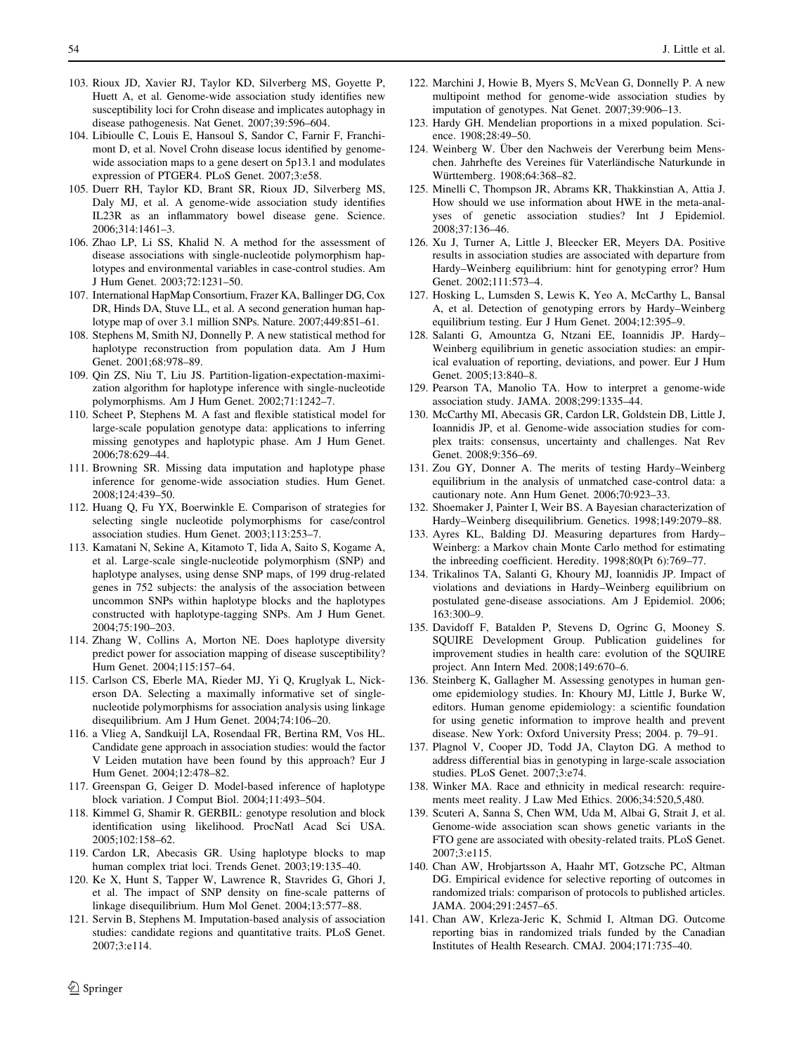103. Rioux JD, Xavier RJ, Taylor KD, Silverberg MS, Goyette P, Huett A, et al. Genome-wide association study identifies new susceptibility loci for Crohn disease and implicates autophagy in disease pathogenesis. Nat Genet. 2007;39:596–604.
104. Libioulle C, Louis E, Hansoul S, Sandor C, Farnir F, Franchimont D, et al. Novel Crohn disease locus identified by genome-wide association maps to a gene desert on 5p13.1 and modulates expression of PTGER4. PLoS Genet. 2007;3:e58.
105. Duerr RH, Taylor KD, Brant SR, Rioux JD, Silverberg MS, Daly MJ, et al. A genome-wide association study identifies IL23R as an inflammatory bowel disease gene. Science. 2006;314:1461–3.
106. Zhao LP, Li SS, Khalid N. A method for the assessment of disease associations with single-nucleotide polymorphism haplotypes and environmental variables in case-control studies. Am J Hum Genet. 2003;72:1231–50.
107. International HapMap Consortium, Frazer KA, Ballinger DG, Cox DR, Hinds DA, Stuve LL, et al. A second generation human haplotype map of over 3.1 million SNPs. Nature. 2007;449:851–61.
108. Stephens M, Smith NJ, Donnelly P. A new statistical method for haplotype reconstruction from population data. Am J Hum Genet. 2001;68:978–89.
109. Qin ZS, Niu T, Liu JS. Partition-ligation-expectation-maximization algorithm for haplotype inference with single-nucleotide polymorphisms. Am J Hum Genet. 2002;71:1242–7.
110. Scheet P, Stephens M. A fast and flexible statistical model for large-scale population genotype data: applications to inferring missing genotypes and haplotypic phase. Am J Hum Genet. 2006;78:629–44.
111. Browning SR. Missing data imputation and haplotype phase inference for genome-wide association studies. Hum Genet. 2008;124:439–50.
112. Huang Q, Fu YX, Boerwinkle E. Comparison of strategies for selecting single nucleotide polymorphisms for case/control association studies. Hum Genet. 2003;113:253–7.
113. Kamatani N, Sekine A, Kitamoto T, Iida A, Saito S, Kogame A, et al. Large-scale single-nucleotide polymorphism (SNP) and haplotype analyses, using dense SNP maps, of 199 drug-related genes in 752 subjects: the analysis of the association between uncommon SNPs within haplotype blocks and the haplotypes constructed with haplotype-tagging SNPs. Am J Hum Genet. 2004;75:190–203.
114. Zhang W, Collins A, Morton NE. Does haplotype diversity predict power for association mapping of disease susceptibility? Hum Genet. 2004;115:157–64.
115. Carlson CS, Eberle MA, Rieder MJ, Yi Q, Kruglyak L, Nickerson DA. Selecting a maximally informative set of single-nucleotide polymorphisms for association analysis using linkage disequilibrium. Am J Hum Genet. 2004;74:106–20.
116. a Vlieg A, Sandkuijl LA, Rosendaal FR, Bertina RM, Vos HL. Candidate gene approach in association studies: would the factor V Leiden mutation have been found by this approach? Eur J Hum Genet. 2004;12:478–82.
117. Greenspan G, Geiger D. Model-based inference of haplotype block variation. J Comput Biol. 2004;11:493–504.
118. Kimmel G, Shamir R. GERBIL: genotype resolution and block identification using likelihood. ProcNatl Acad Sci USA. 2005;102:158–62.
119. Cardon LR, Abecasis GR. Using haplotype blocks to map human complex triat loci. Trends Genet. 2003;19:135–40.
120. Ke X, Hunt S, Tapper W, Lawrence R, Stavrides G, Ghori J, et al. The impact of SNP density on fine-scale patterns of linkage disequilibrium. Hum Mol Genet. 2004;13:577–88.
121. Servin B, Stephens M. Imputation-based analysis of association studies: candidate regions and quantitative traits. PLoS Genet. 2007;3:e114.
122. Marchini J, Howie B, Myers S, McVean G, Donnelly P. A new multipoint method for genome-wide association studies by imputation of genotypes. Nat Genet. 2007;39:906–13.
123. Hardy GH. Mendelian proportions in a mixed population. Science. 1908;28:49–50.
124. Weinberg W. Über den Nachweis der Vererbung beim Menschen. Jahrhefte des Vereines für Vaterländische Naturkunde in Württemberg. 1908;64:368–82.
125. Minelli C, Thompson JR, Abrams KR, Thakkinstian A, Attia J. How should we use information about HWE in the meta-analyses of genetic association studies? Int J Epidemiol. 2008;37:136–46.
126. Xu J, Turner A, Little J, Bleecker ER, Meyers DA. Positive results in association studies are associated with departure from Hardy–Weinberg equilibrium: hint for genotyping error? Hum Genet. 2002;111:573–4.
127. Hosking L, Lumsden S, Lewis K, Yeo A, McCarthy L, Bansal A, et al. Detection of genotyping errors by Hardy–Weinberg equilibrium testing. Eur J Hum Genet. 2004;12:395–9.
128. Salanti G, Amountza G, Ntzani EE, Ioannidis JP. Hardy–Weinberg equilibrium in genetic association studies: an empirical evaluation of reporting, deviations, and power. Eur J Hum Genet. 2005;13:840–8.
129. Pearson TA, Manolio TA. How to interpret a genome-wide association study. JAMA. 2008;299:1335–44.
130. McCarthy MI, Abecasis GR, Cardon LR, Goldstein DB, Little J, Ioannidis JP, et al. Genome-wide association studies for complex traits: consensus, uncertainty and challenges. Nat Rev Genet. 2008;9:356–69.
131. Zou GY, Donner A. The merits of testing Hardy–Weinberg equilibrium in the analysis of unmatched case-control data: a cautionary note. Ann Hum Genet. 2006;70:923–33.
132. Shoemaker J, Painter I, Weir BS. A Bayesian characterization of Hardy–Weinberg disequilibrium. Genetics. 1998;149:2079–88.
133. Ayres KL, Balding DJ. Measuring departures from Hardy–Weinberg: a Markov chain Monte Carlo method for estimating the inbreeding coefficient. Heredity. 1998;80(Pt 6):769–77.
134. Trikalinos TA, Salanti G, Khoury MJ, Ioannidis JP. Impact of violations and deviations in Hardy–Weinberg equilibrium on postulated gene-disease associations. Am J Epidemiol. 2006; 163:300–9.
135. Davidoff F, Batalden P, Stevens D, Ogrinc G, Mooney S. SQUIRE Development Group. Publication guidelines for improvement studies in health care: evolution of the SQUIRE project. Ann Intern Med. 2008;149:670–6.
136. Steinberg K, Gallagher M. Assessing genotypes in human genome epidemiology studies. In: Khoury MJ, Little J, Burke W, editors. Human genome epidemiology: a scientific foundation for using genetic information to improve health and prevent disease. New York: Oxford University Press; 2004. p. 79–91.
137. Plagnol V, Cooper JD, Todd JA, Clayton DG. A method to address differential bias in genotyping in large-scale association studies. PLoS Genet. 2007;3:e74.
138. Winker MA. Race and ethnicity in medical research: requirements meet reality. J Law Med Ethics. 2006;34:520,5,480.
139. Scuteri A, Sanna S, Chen WM, Uda M, Albai G, Strait J, et al. Genome-wide association scan shows genetic variants in the FTO gene are associated with obesity-related traits. PLoS Genet. 2007;3:e115.
140. Chan AW, Hrobjartsson A, Haahr MT, Gotzsche PC, Altman DG. Empirical evidence for selective reporting of outcomes in randomized trials: comparison of protocols to published articles. JAMA. 2004;291:2457–65.
141. Chan AW, Krleza-Jeric K, Schmid I, Altman DG. Outcome reporting bias in randomized trials funded by the Canadian Institutes of Health Research. CMAJ. 2004;171:735–40.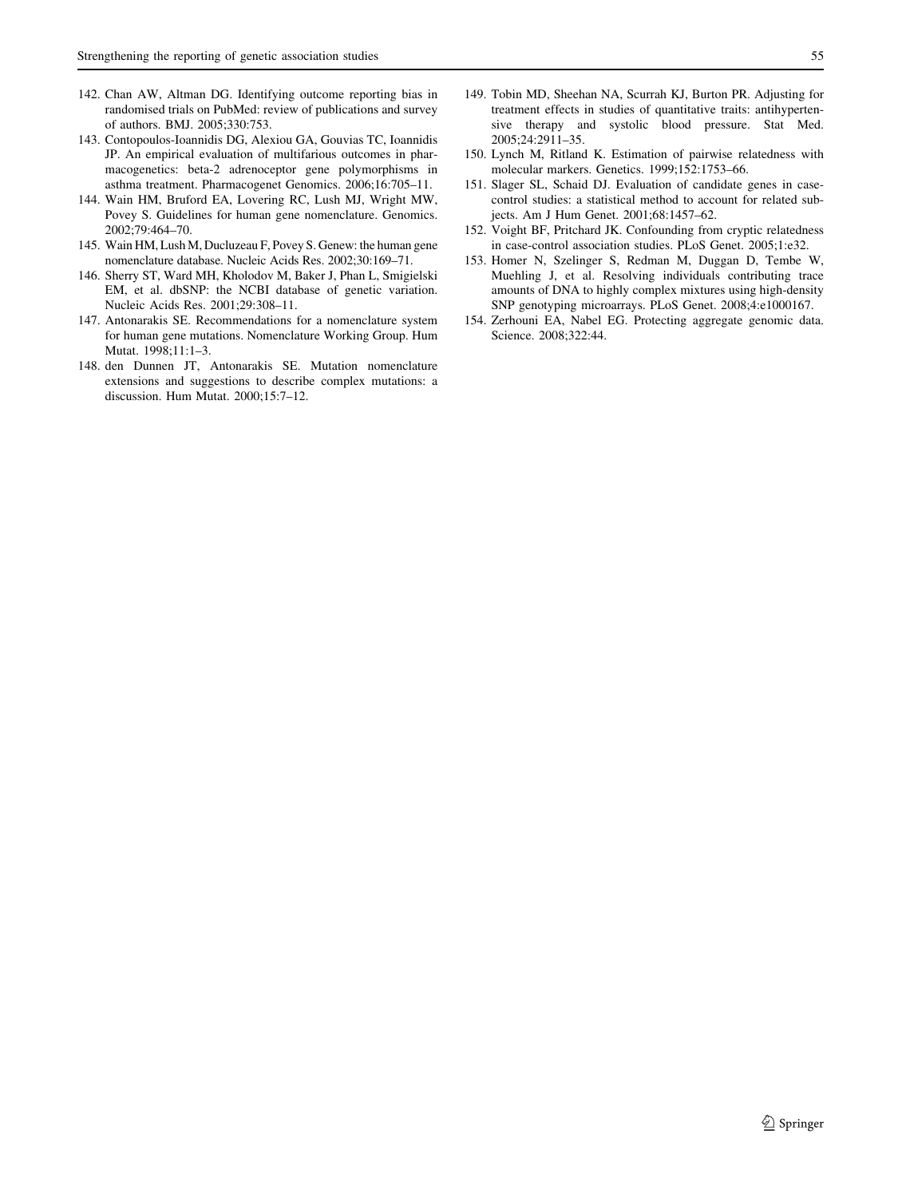142. Chan AW, Altman DG. Identifying outcome reporting bias in randomised trials on PubMed: review of publications and survey of authors. BMJ. 2005;330:753.
143. Contopoulos-Ioannidis DG, Alexiou GA, Gouvias TC, Ioannidis JP. An empirical evaluation of multifarious outcomes in pharmacogenetics: beta-2 adrenoceptor gene polymorphisms in asthma treatment. Pharmacogenet Genomics. 2006;16:705–11.
144. Wain HM, Bruford EA, Lovering RC, Lush MJ, Wright MW, Povey S. Guidelines for human gene nomenclature. Genomics. 2002;79:464–70.
145. Wain HM, Lush M, Ducluzeau F, Povey S. Genew: the human gene nomenclature database. Nucleic Acids Res. 2002;30:169–71.
146. Sherry ST, Ward MH, Kholodov M, Baker J, Phan L, Smigielski EM, et al. dbSNP: the NCBI database of genetic variation. Nucleic Acids Res. 2001;29:308–11.
147. Antonarakis SE. Recommendations for a nomenclature system for human gene mutations. Nomenclature Working Group. Hum Mutat. 1998;11:1–3.
148. den Dunnen JT, Antonarakis SE. Mutation nomenclature extensions and suggestions to describe complex mutations: a discussion. Hum Mutat. 2000;15:7–12.
149. Tobin MD, Sheehan NA, Scurrah KJ, Burton PR. Adjusting for treatment effects in studies of quantitative traits: antihypertensive therapy and systolic blood pressure. Stat Med. 2005;24:2911–35.
150. Lynch M, Ritland K. Estimation of pairwise relatedness with molecular markers. Genetics. 1999;152:1753–66.
151. Slager SL, Schaid DJ. Evaluation of candidate genes in case-control studies: a statistical method to account for related subjects. Am J Hum Genet. 2001;68:1457–62.
152. Voight BF, Pritchard JK. Confounding from cryptic relatedness in case-control association studies. PLoS Genet. 2005;1:e32.
153. Homer N, Szelinger S, Redman M, Duggan D, Tembe W, Muehling J, et al. Resolving individuals contributing trace amounts of DNA to highly complex mixtures using high-density SNP genotyping microarrays. PLoS Genet. 2008;4:e1000167.
154. Zerhouni EA, Nabel EG. Protecting aggregate genomic data. Science. 2008;322:44.